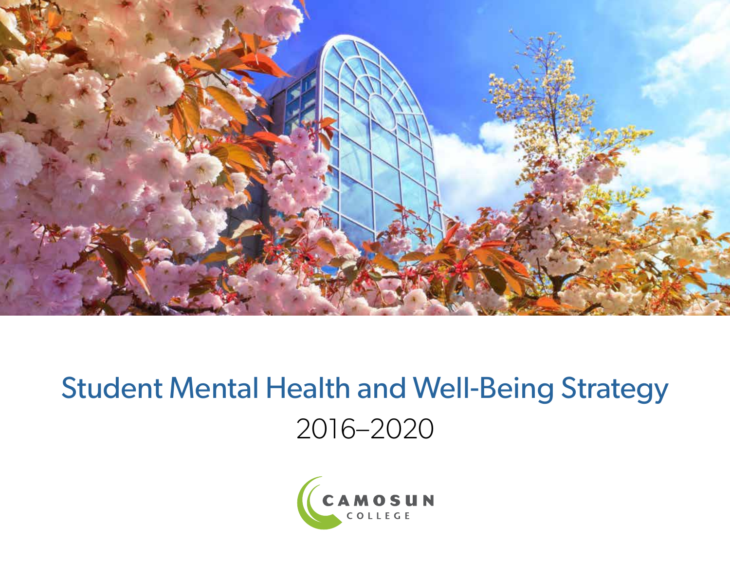# Student Mental Health and Well-Being Strategy

2016–2020

CAMOSUN COLLEGE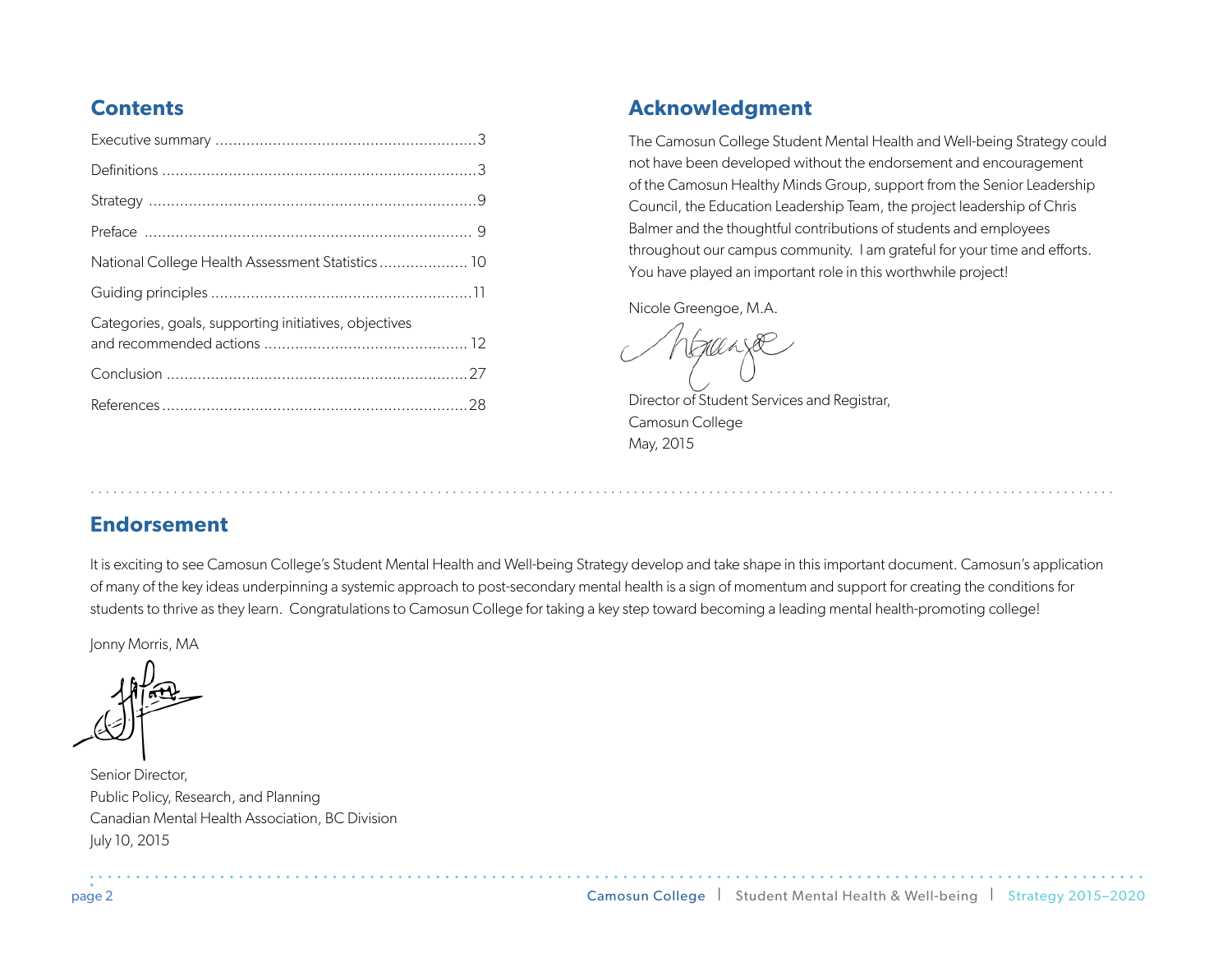## Contents

| | |
|---|---|
| Executive summary | 3 |
| Definitions | 3 |
| Strategy | 9 |
| Preface | 9 |
| National College Health Assessment Statistics | 10 |
| Guiding principles | 11 |
| Categories, goals, supporting initiatives, objectives and recommended actions | 12 |
| Conclusion | 27 |
| References | 28 |

## Acknowledgment

The Camosun College Student Mental Health and Well-being Strategy could not have been developed without the endorsement and encouragement of the Camosun Healthy Minds Group, support from the Senior Leadership Council, the Education Leadership Team, the project leadership of Chris Balmer and the thoughtful contributions of students and employees throughout our campus community. I am grateful for your time and efforts. You have played an important role in this worthwhile project!

Nicole Greengoe, M.A.

Director of Student Services and Registrar,
Camosun College
May, 2015

## Endorsement

It is exciting to see Camosun College's Student Mental Health and Well-being Strategy develop and take shape in this important document. Camosun's application of many of the key ideas underpinning a systemic approach to post-secondary mental health is a sign of momentum and support for creating the conditions for students to thrive as they learn. Congratulations to Camosun College for taking a key step toward becoming a leading mental health-promoting college!

Jonny Morris, MA

Senior Director,
Public Policy, Research, and Planning
Canadian Mental Health Association, BC Division
July 10, 2015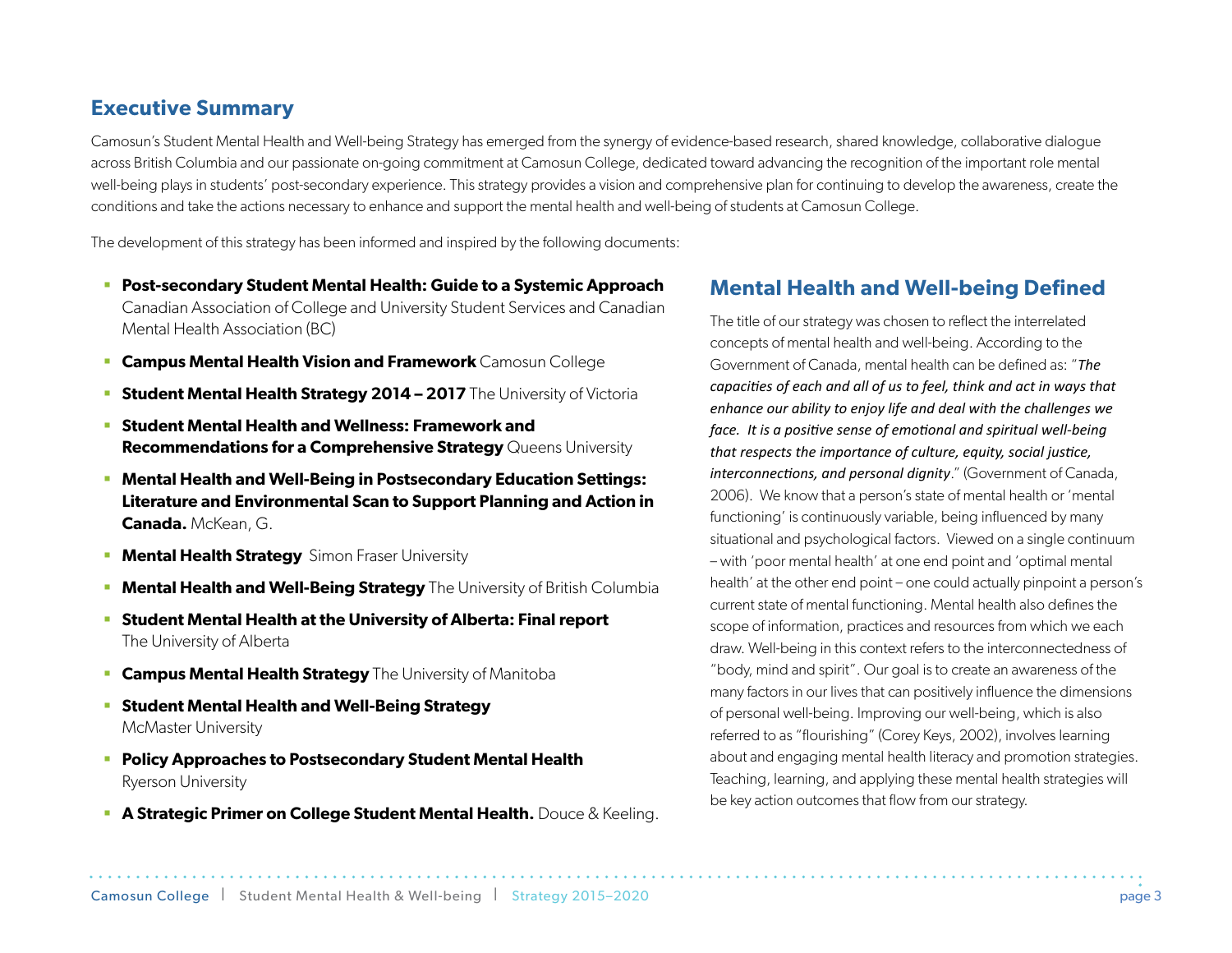## Executive Summary

Camosun's Student Mental Health and Well-being Strategy has emerged from the synergy of evidence-based research, shared knowledge, collaborative dialogue across British Columbia and our passionate on-going commitment at Camosun College, dedicated toward advancing the recognition of the important role mental well-being plays in students' post-secondary experience. This strategy provides a vision and comprehensive plan for continuing to develop the awareness, create the conditions and take the actions necessary to enhance and support the mental health and well-being of students at Camosun College.

The development of this strategy has been informed and inspired by the following documents:

- **Post-secondary Student Mental Health: Guide to a Systemic Approach** Canadian Association of College and University Student Services and Canadian Mental Health Association (BC)
- **Campus Mental Health Vision and Framework** Camosun College
- **Student Mental Health Strategy 2014 – 2017** The University of Victoria
- **Student Mental Health and Wellness: Framework and Recommendations for a Comprehensive Strategy** Queens University
- **Mental Health and Well-Being in Postsecondary Education Settings: Literature and Environmental Scan to Support Planning and Action in Canada.** McKean, G.
- **Mental Health Strategy** Simon Fraser University
- **Mental Health and Well-Being Strategy** The University of British Columbia
- **Student Mental Health at the University of Alberta: Final report** The University of Alberta
- **Campus Mental Health Strategy** The University of Manitoba
- **Student Mental Health and Well-Being Strategy** McMaster University
- **Policy Approaches to Postsecondary Student Mental Health** Ryerson University
- **A Strategic Primer on College Student Mental Health.** Douce & Keeling.

## Mental Health and Well-being Defined

The title of our strategy was chosen to reflect the interrelated concepts of mental health and well-being. According to the Government of Canada, mental health can be defined as: "*The capacities of each and all of us to feel, think and act in ways that enhance our ability to enjoy life and deal with the challenges we face. It is a positive sense of emotional and spiritual well-being that respects the importance of culture, equity, social justice, interconnections, and personal dignity*." (Government of Canada, 2006). We know that a person's state of mental health or 'mental functioning' is continuously variable, being influenced by many situational and psychological factors. Viewed on a single continuum – with 'poor mental health' at one end point and 'optimal mental health' at the other end point – one could actually pinpoint a person's current state of mental functioning. Mental health also defines the scope of information, practices and resources from which we each draw. Well-being in this context refers to the interconnectedness of "body, mind and spirit". Our goal is to create an awareness of the many factors in our lives that can positively influence the dimensions of personal well-being. Improving our well-being, which is also referred to as "flourishing" (Corey Keys, 2002), involves learning about and engaging mental health literacy and promotion strategies. Teaching, learning, and applying these mental health strategies will be key action outcomes that flow from our strategy.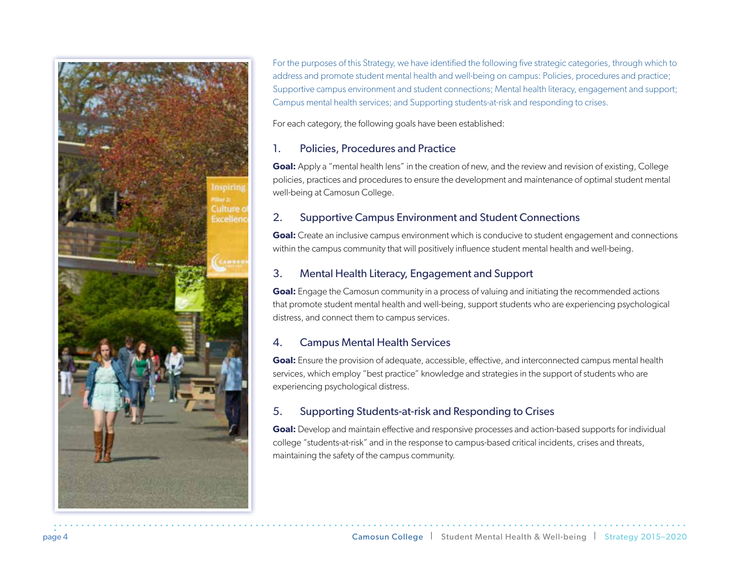For the purposes of this Strategy, we have identified the following five strategic categories, through which to address and promote student mental health and well-being on campus: Policies, procedures and practice; Supportive campus environment and student connections; Mental health literacy, engagement and support; Campus mental health services; and Supporting students-at-risk and responding to crises.

For each category, the following goals have been established:

## 1. Policies, Procedures and Practice

**Goal:** Apply a "mental health lens" in the creation of new, and the review and revision of existing, College policies, practices and procedures to ensure the development and maintenance of optimal student mental well-being at Camosun College.

## 2. Supportive Campus Environment and Student Connections

**Goal:** Create an inclusive campus environment which is conducive to student engagement and connections within the campus community that will positively influence student mental health and well-being.

## 3. Mental Health Literacy, Engagement and Support

**Goal:** Engage the Camosun community in a process of valuing and initiating the recommended actions that promote student mental health and well-being, support students who are experiencing psychological distress, and connect them to campus services.

## 4. Campus Mental Health Services

**Goal:** Ensure the provision of adequate, accessible, effective, and interconnected campus mental health services, which employ "best practice" knowledge and strategies in the support of students who are experiencing psychological distress.

## 5. Supporting Students-at-risk and Responding to Crises

**Goal:** Develop and maintain effective and responsive processes and action-based supports for individual college "students-at-risk" and in the response to campus-based critical incidents, crises and threats, maintaining the safety of the campus community.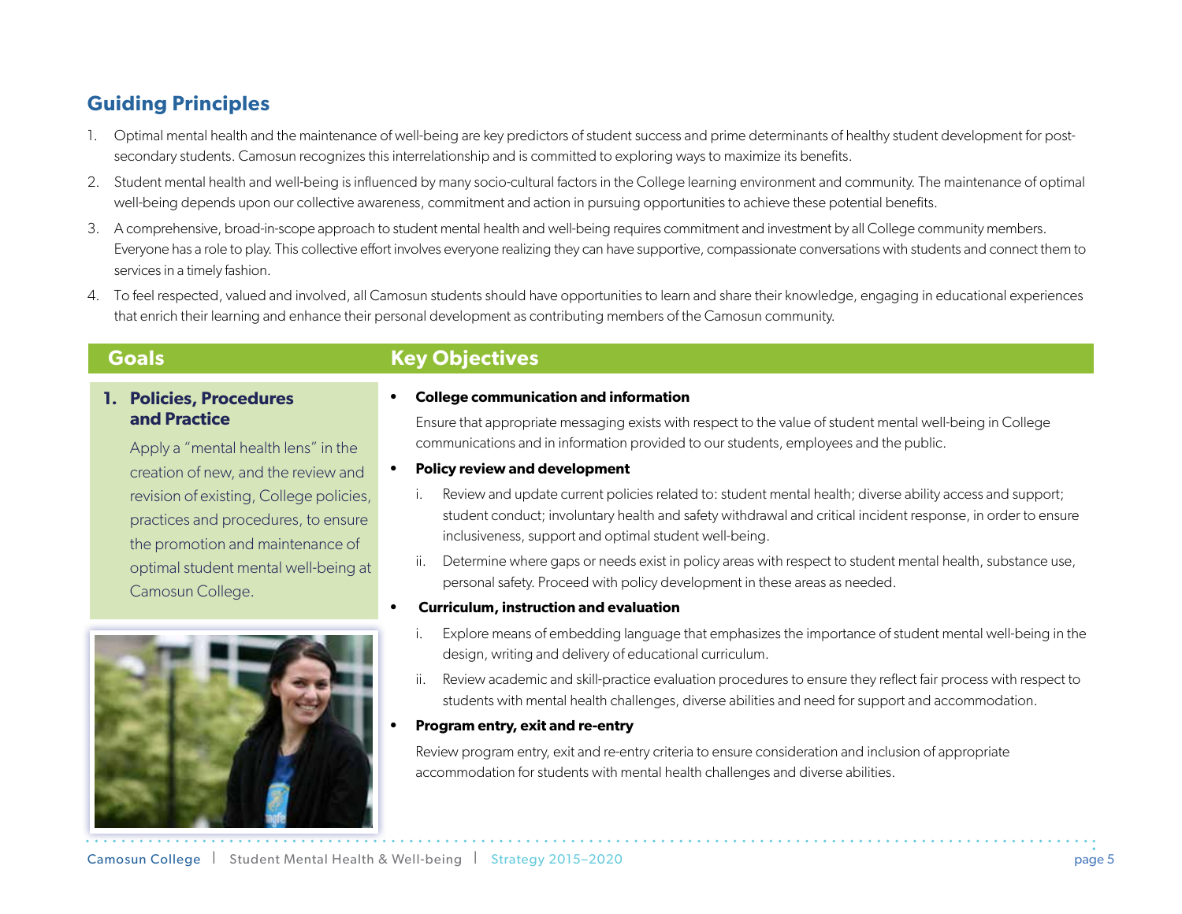## Guiding Principles

1. Optimal mental health and the maintenance of well-being are key predictors of student success and prime determinants of healthy student development for post-secondary students. Camosun recognizes this interrelationship and is committed to exploring ways to maximize its benefits.
2. Student mental health and well-being is influenced by many socio-cultural factors in the College learning environment and community. The maintenance of optimal well-being depends upon our collective awareness, commitment and action in pursuing opportunities to achieve these potential benefits.
3. A comprehensive, broad-in-scope approach to student mental health and well-being requires commitment and investment by all College community members. Everyone has a role to play. This collective effort involves everyone realizing they can have supportive, compassionate conversations with students and connect them to services in a timely fashion.
4. To feel respected, valued and involved, all Camosun students should have opportunities to learn and share their knowledge, engaging in educational experiences that enrich their learning and enhance their personal development as contributing members of the Camosun community.

## Goals

### 1. Policies, Procedures and Practice

Apply a "mental health lens" in the creation of new, and the review and revision of existing, College policies, practices and procedures, to ensure the promotion and maintenance of optimal student mental well-being at Camosun College.

## Key Objectives

- **College communication and information**

  Ensure that appropriate messaging exists with respect to the value of student mental well-being in College communications and in information provided to our students, employees and the public.

- **Policy review and development**

  i. Review and update current policies related to: student mental health; diverse ability access and support; student conduct; involuntary health and safety withdrawal and critical incident response, in order to ensure inclusiveness, support and optimal student well-being.

  ii. Determine where gaps or needs exist in policy areas with respect to student mental health, substance use, personal safety. Proceed with policy development in these areas as needed.

- **Curriculum, instruction and evaluation**

  i. Explore means of embedding language that emphasizes the importance of student mental well-being in the design, writing and delivery of educational curriculum.

  ii. Review academic and skill-practice evaluation procedures to ensure they reflect fair process with respect to students with mental health challenges, diverse abilities and need for support and accommodation.

- **Program entry, exit and re-entry**

  Review program entry, exit and re-entry criteria to ensure consideration and inclusion of appropriate accommodation for students with mental health challenges and diverse abilities.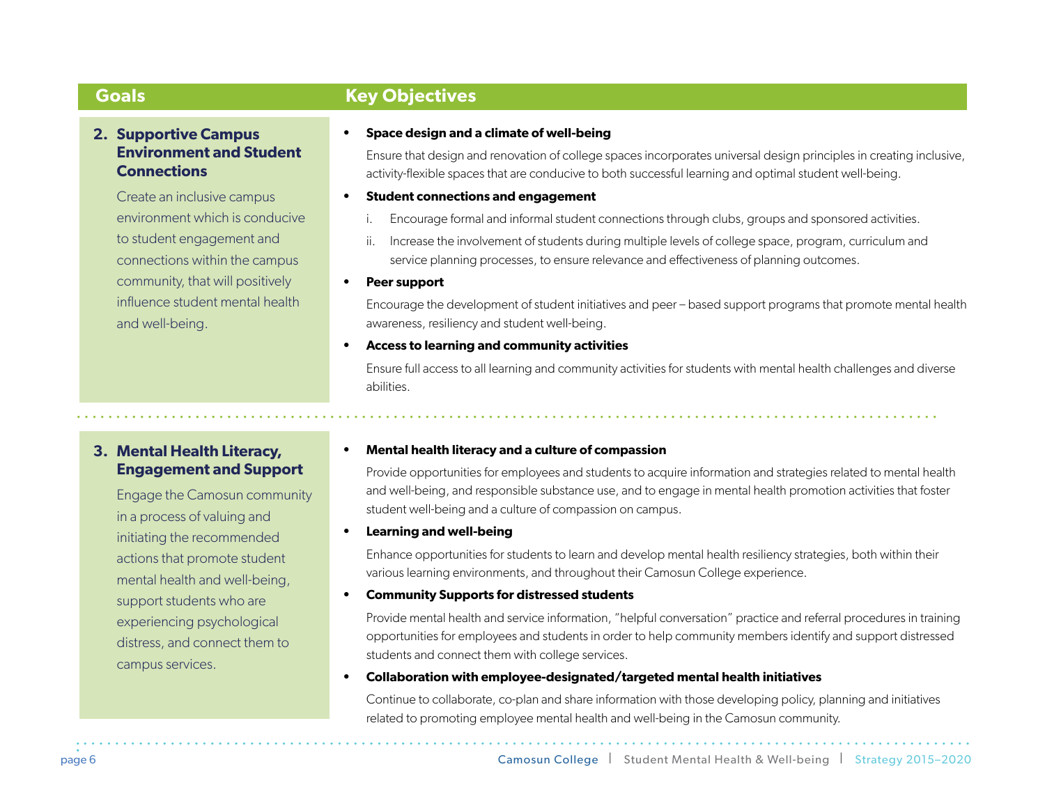| Goals | Key Objectives |
|---|---|
| **2. Supportive Campus Environment and Student Connections**<br><br>Create an inclusive campus environment which is conducive to student engagement and connections within the campus community, that will positively influence student mental health and well-being. | • **Space design and a climate of well-being**<br>Ensure that design and renovation of college spaces incorporates universal design principles in creating inclusive, activity-flexible spaces that are conducive to both successful learning and optimal student well-being.<br><br>• **Student connections and engagement**<br>i. Encourage formal and informal student connections through clubs, groups and sponsored activities.<br>ii. Increase the involvement of students during multiple levels of college space, program, curriculum and service planning processes, to ensure relevance and effectiveness of planning outcomes.<br><br>• **Peer support**<br>Encourage the development of student initiatives and peer – based support programs that promote mental health awareness, resiliency and student well-being.<br><br>• **Access to learning and community activities**<br>Ensure full access to all learning and community activities for students with mental health challenges and diverse abilities. |
| **3. Mental Health Literacy, Engagement and Support**<br><br>Engage the Camosun community in a process of valuing and initiating the recommended actions that promote student mental health and well-being, support students who are experiencing psychological distress, and connect them to campus services. | • **Mental health literacy and a culture of compassion**<br>Provide opportunities for employees and students to acquire information and strategies related to mental health and well-being, and responsible substance use, and to engage in mental health promotion activities that foster student well-being and a culture of compassion on campus.<br><br>• **Learning and well-being**<br>Enhance opportunities for students to learn and develop mental health resiliency strategies, both within their various learning environments, and throughout their Camosun College experience.<br><br>• **Community Supports for distressed students**<br>Provide mental health and service information, "helpful conversation" practice and referral procedures in training opportunities for employees and students in order to help community members identify and support distressed students and connect them with college services.<br><br>• **Collaboration with employee-designated/targeted mental health initiatives**<br>Continue to collaborate, co-plan and share information with those developing policy, planning and initiatives related to promoting employee mental health and well-being in the Camosun community. |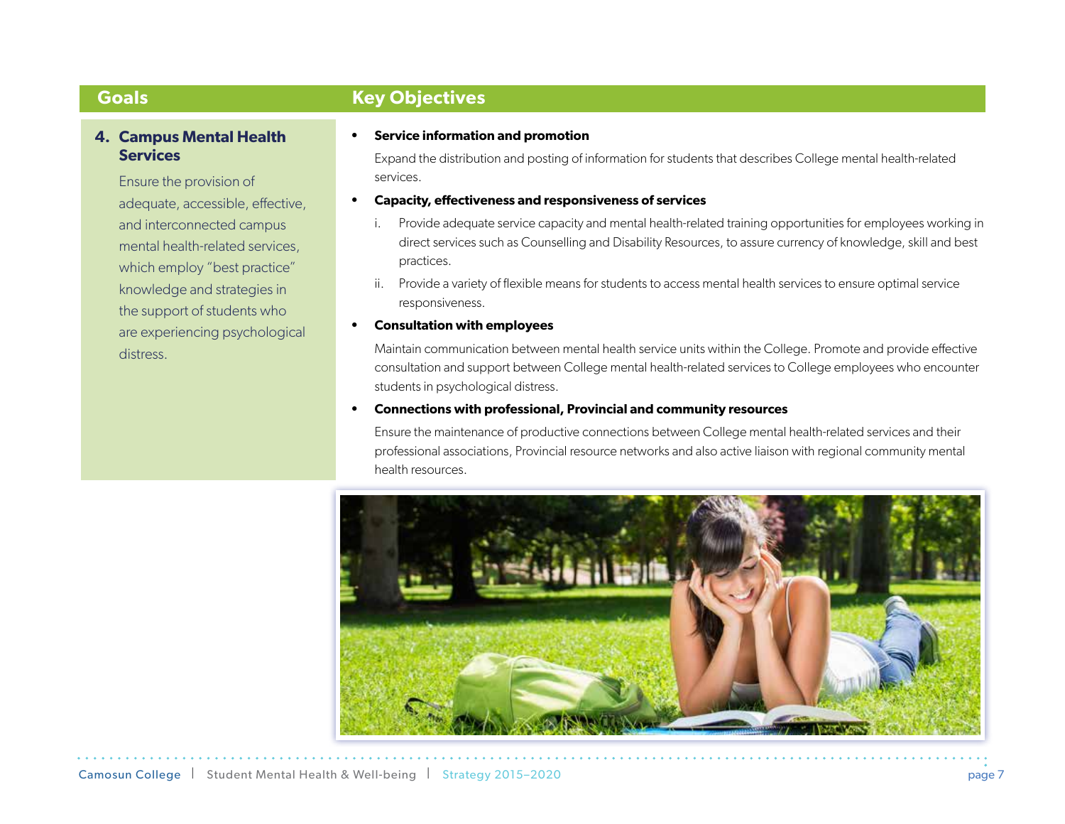| Goals | Key Objectives |
|---|---|
| **4. Campus Mental Health Services**<br><br>Ensure the provision of adequate, accessible, effective, and interconnected campus mental health-related services, which employ "best practice" knowledge and strategies in the support of students who are experiencing psychological distress. | • **Service information and promotion**<br><br>Expand the distribution and posting of information for students that describes College mental health-related services.<br><br>• **Capacity, effectiveness and responsiveness of services**<br><br>i. Provide adequate service capacity and mental health-related training opportunities for employees working in direct services such as Counselling and Disability Resources, to assure currency of knowledge, skill and best practices.<br><br>ii. Provide a variety of flexible means for students to access mental health services to ensure optimal service responsiveness.<br><br>• **Consultation with employees**<br><br>Maintain communication between mental health service units within the College. Promote and provide effective consultation and support between College mental health-related services to College employees who encounter students in psychological distress.<br><br>• **Connections with professional, Provincial and community resources**<br><br>Ensure the maintenance of productive connections between College mental health-related services and their professional associations, Provincial resource networks and also active liaison with regional community mental health resources. |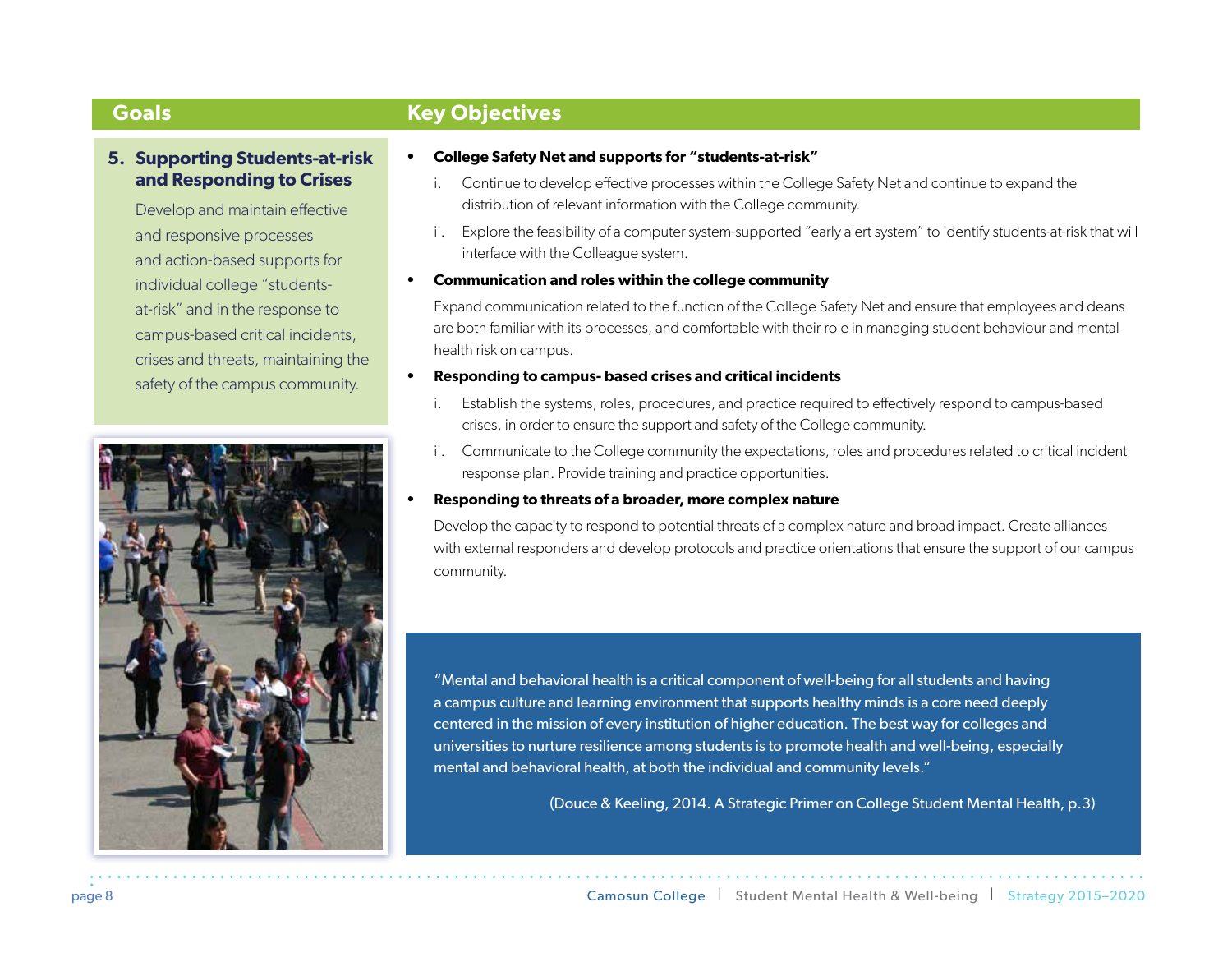## Goals

### 5. Supporting Students-at-risk and Responding to Crises

Develop and maintain effective and responsive processes and action-based supports for individual college "students-at-risk" and in the response to campus-based critical incidents, crises and threats, maintaining the safety of the campus community.

## Key Objectives

- **College Safety Net and supports for "students-at-risk"**
  1. Continue to develop effective processes within the College Safety Net and continue to expand the distribution of relevant information with the College community.
  2. Explore the feasibility of a computer system-supported "early alert system" to identify students-at-risk that will interface with the Colleague system.
- **Communication and roles within the college community**

  Expand communication related to the function of the College Safety Net and ensure that employees and deans are both familiar with its processes, and comfortable with their role in managing student behaviour and mental health risk on campus.
- **Responding to campus- based crises and critical incidents**
  1. Establish the systems, roles, procedures, and practice required to effectively respond to campus-based crises, in order to ensure the support and safety of the College community.
  2. Communicate to the College community the expectations, roles and procedures related to critical incident response plan. Provide training and practice opportunities.
- **Responding to threats of a broader, more complex nature**

  Develop the capacity to respond to potential threats of a complex nature and broad impact. Create alliances with external responders and develop protocols and practice orientations that ensure the support of our campus community.

> "Mental and behavioral health is a critical component of well-being for all students and having a campus culture and learning environment that supports healthy minds is a core need deeply centered in the mission of every institution of higher education. The best way for colleges and universities to nurture resilience among students is to promote health and well-being, especially mental and behavioral health, at both the individual and community levels."
>
> (Douce & Keeling, 2014. A Strategic Primer on College Student Mental Health, p.3)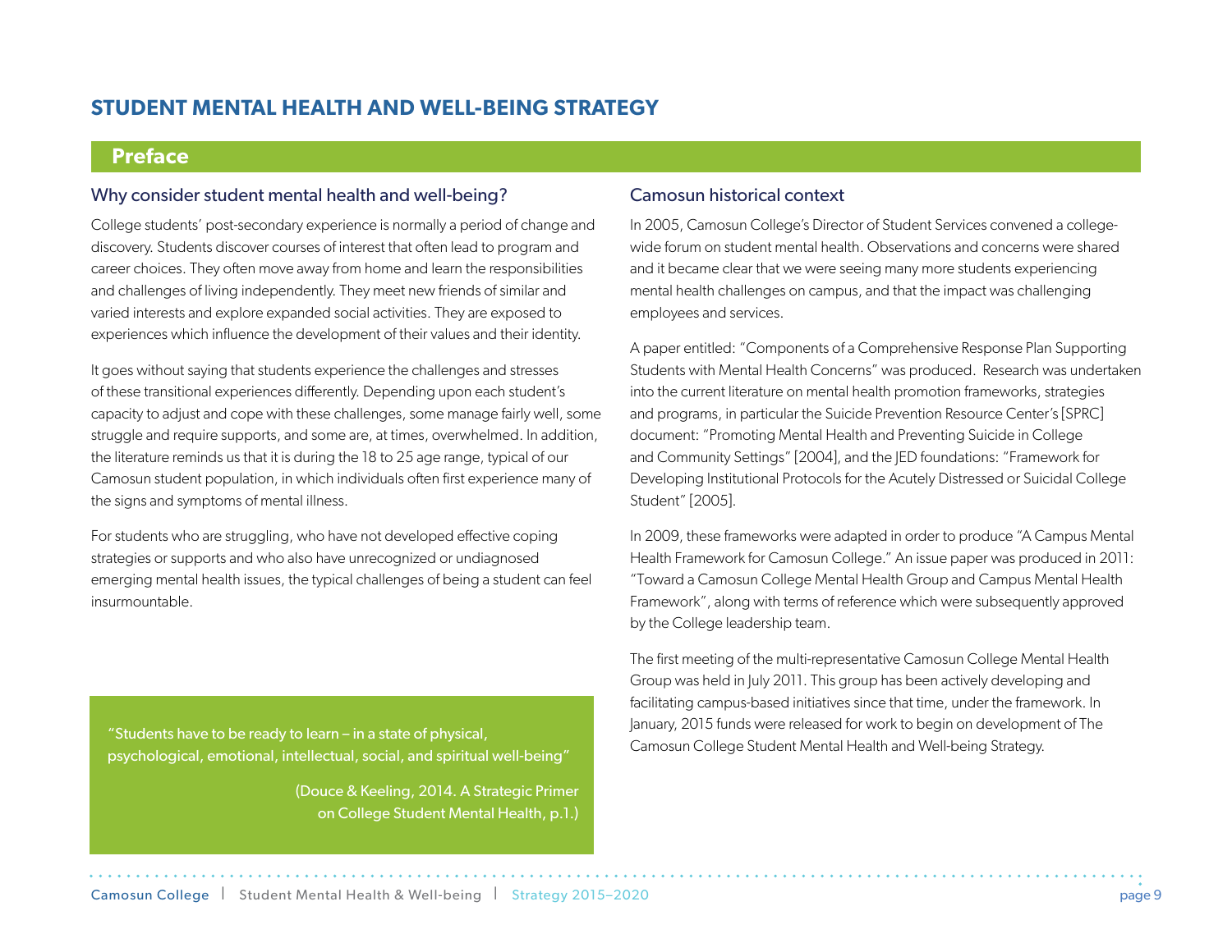# STUDENT MENTAL HEALTH AND WELL-BEING STRATEGY

## Preface

### Why consider student mental health and well-being?

College students' post-secondary experience is normally a period of change and discovery. Students discover courses of interest that often lead to program and career choices. They often move away from home and learn the responsibilities and challenges of living independently. They meet new friends of similar and varied interests and explore expanded social activities. They are exposed to experiences which influence the development of their values and their identity.

It goes without saying that students experience the challenges and stresses of these transitional experiences differently. Depending upon each student's capacity to adjust and cope with these challenges, some manage fairly well, some struggle and require supports, and some are, at times, overwhelmed. In addition, the literature reminds us that it is during the 18 to 25 age range, typical of our Camosun student population, in which individuals often first experience many of the signs and symptoms of mental illness.

For students who are struggling, who have not developed effective coping strategies or supports and who also have unrecognized or undiagnosed emerging mental health issues, the typical challenges of being a student can feel insurmountable.

> "Students have to be ready to learn – in a state of physical, psychological, emotional, intellectual, social, and spiritual well-being"
>
> (Douce & Keeling, 2014. A Strategic Primer on College Student Mental Health, p.1.)

### Camosun historical context

In 2005, Camosun College's Director of Student Services convened a college-wide forum on student mental health. Observations and concerns were shared and it became clear that we were seeing many more students experiencing mental health challenges on campus, and that the impact was challenging employees and services.

A paper entitled: "Components of a Comprehensive Response Plan Supporting Students with Mental Health Concerns" was produced. Research was undertaken into the current literature on mental health promotion frameworks, strategies and programs, in particular the Suicide Prevention Resource Center's [SPRC] document: "Promoting Mental Health and Preventing Suicide in College and Community Settings" [2004], and the JED foundations: "Framework for Developing Institutional Protocols for the Acutely Distressed or Suicidal College Student" [2005].

In 2009, these frameworks were adapted in order to produce "A Campus Mental Health Framework for Camosun College." An issue paper was produced in 2011: "Toward a Camosun College Mental Health Group and Campus Mental Health Framework", along with terms of reference which were subsequently approved by the College leadership team.

The first meeting of the multi-representative Camosun College Mental Health Group was held in July 2011. This group has been actively developing and facilitating campus-based initiatives since that time, under the framework. In January, 2015 funds were released for work to begin on development of The Camosun College Student Mental Health and Well-being Strategy.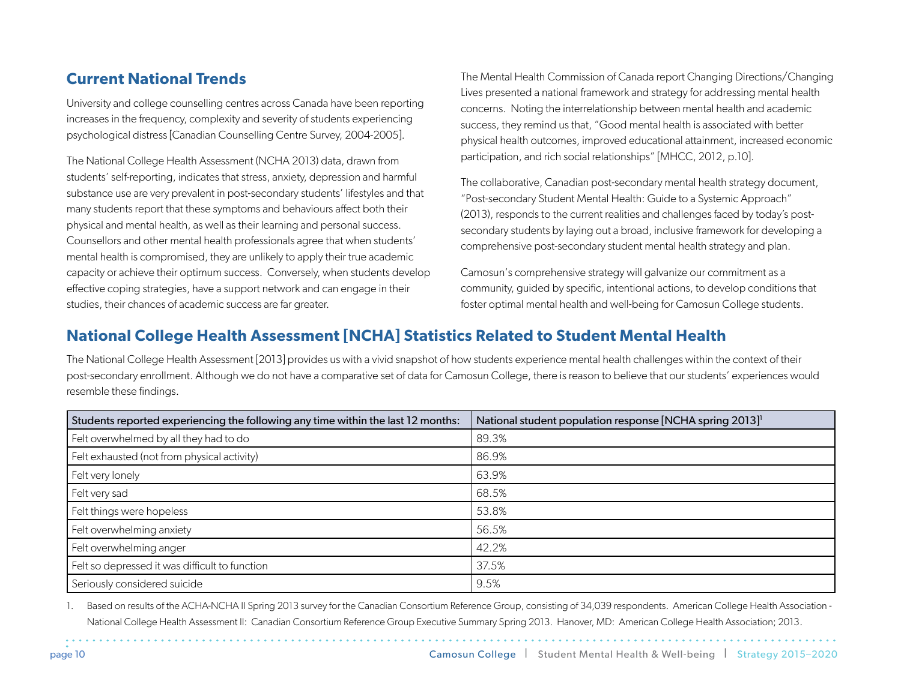## Current National Trends

University and college counselling centres across Canada have been reporting increases in the frequency, complexity and severity of students experiencing psychological distress [Canadian Counselling Centre Survey, 2004-2005].

The National College Health Assessment (NCHA 2013) data, drawn from students' self-reporting, indicates that stress, anxiety, depression and harmful substance use are very prevalent in post-secondary students' lifestyles and that many students report that these symptoms and behaviours affect both their physical and mental health, as well as their learning and personal success. Counsellors and other mental health professionals agree that when students' mental health is compromised, they are unlikely to apply their true academic capacity or achieve their optimum success. Conversely, when students develop effective coping strategies, have a support network and can engage in their studies, their chances of academic success are far greater.

The Mental Health Commission of Canada report Changing Directions/Changing Lives presented a national framework and strategy for addressing mental health concerns. Noting the interrelationship between mental health and academic success, they remind us that, "Good mental health is associated with better physical health outcomes, improved educational attainment, increased economic participation, and rich social relationships" [MHCC, 2012, p.10].

The collaborative, Canadian post-secondary mental health strategy document, "Post-secondary Student Mental Health: Guide to a Systemic Approach" (2013), responds to the current realities and challenges faced by today's post-secondary students by laying out a broad, inclusive framework for developing a comprehensive post-secondary student mental health strategy and plan.

Camosun's comprehensive strategy will galvanize our commitment as a community, guided by specific, intentional actions, to develop conditions that foster optimal mental health and well-being for Camosun College students.

## National College Health Assessment [NCHA] Statistics Related to Student Mental Health

The National College Health Assessment [2013] provides us with a vivid snapshot of how students experience mental health challenges within the context of their post-secondary enrollment. Although we do not have a comparative set of data for Camosun College, there is reason to believe that our students' experiences would resemble these findings.

| Students reported experiencing the following any time within the last 12 months: | National student population response [NCHA spring 2013][1] |
|---|---|
| Felt overwhelmed by all they had to do | 89.3% |
| Felt exhausted (not from physical activity) | 86.9% |
| Felt very lonely | 63.9% |
| Felt very sad | 68.5% |
| Felt things were hopeless | 53.8% |
| Felt overwhelming anxiety | 56.5% |
| Felt overwhelming anger | 42.2% |
| Felt so depressed it was difficult to function | 37.5% |
| Seriously considered suicide | 9.5% |

1. Based on results of the ACHA-NCHA II Spring 2013 survey for the Canadian Consortium Reference Group, consisting of 34,039 respondents. American College Health Association - National College Health Assessment II: Canadian Consortium Reference Group Executive Summary Spring 2013. Hanover, MD: American College Health Association; 2013.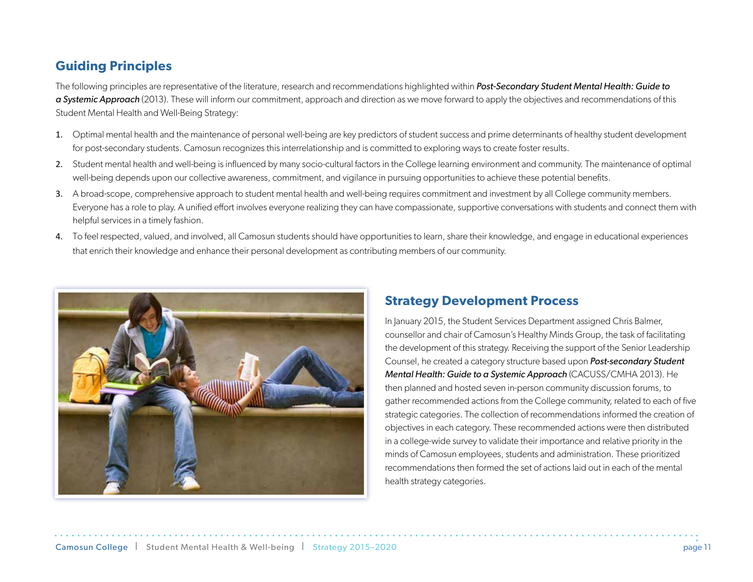## Guiding Principles

The following principles are representative of the literature, research and recommendations highlighted within ***Post-Secondary Student Mental Health: Guide to a Systemic Approach*** (2013). These will inform our commitment, approach and direction as we move forward to apply the objectives and recommendations of this Student Mental Health and Well-Being Strategy:

1. Optimal mental health and the maintenance of personal well-being are key predictors of student success and prime determinants of healthy student development for post-secondary students. Camosun recognizes this interrelationship and is committed to exploring ways to create foster results.
2. Student mental health and well-being is influenced by many socio-cultural factors in the College learning environment and community. The maintenance of optimal well-being depends upon our collective awareness, commitment, and vigilance in pursuing opportunities to achieve these potential benefits.
3. A broad-scope, comprehensive approach to student mental health and well-being requires commitment and investment by all College community members. Everyone has a role to play. A unified effort involves everyone realizing they can have compassionate, supportive conversations with students and connect them with helpful services in a timely fashion.
4. To feel respected, valued, and involved, all Camosun students should have opportunities to learn, share their knowledge, and engage in educational experiences that enrich their knowledge and enhance their personal development as contributing members of our community.

## Strategy Development Process

In January 2015, the Student Services Department assigned Chris Balmer, counsellor and chair of Camosun's Healthy Minds Group, the task of facilitating the development of this strategy. Receiving the support of the Senior Leadership Counsel, he created a category structure based upon ***Post-secondary Student Mental Health: Guide to a Systemic Approach*** (CACUSS/CMHA 2013). He then planned and hosted seven in-person community discussion forums, to gather recommended actions from the College community, related to each of five strategic categories. The collection of recommendations informed the creation of objectives in each category. These recommended actions were then distributed in a college-wide survey to validate their importance and relative priority in the minds of Camosun employees, students and administration. These prioritized recommendations then formed the set of actions laid out in each of the mental health strategy categories.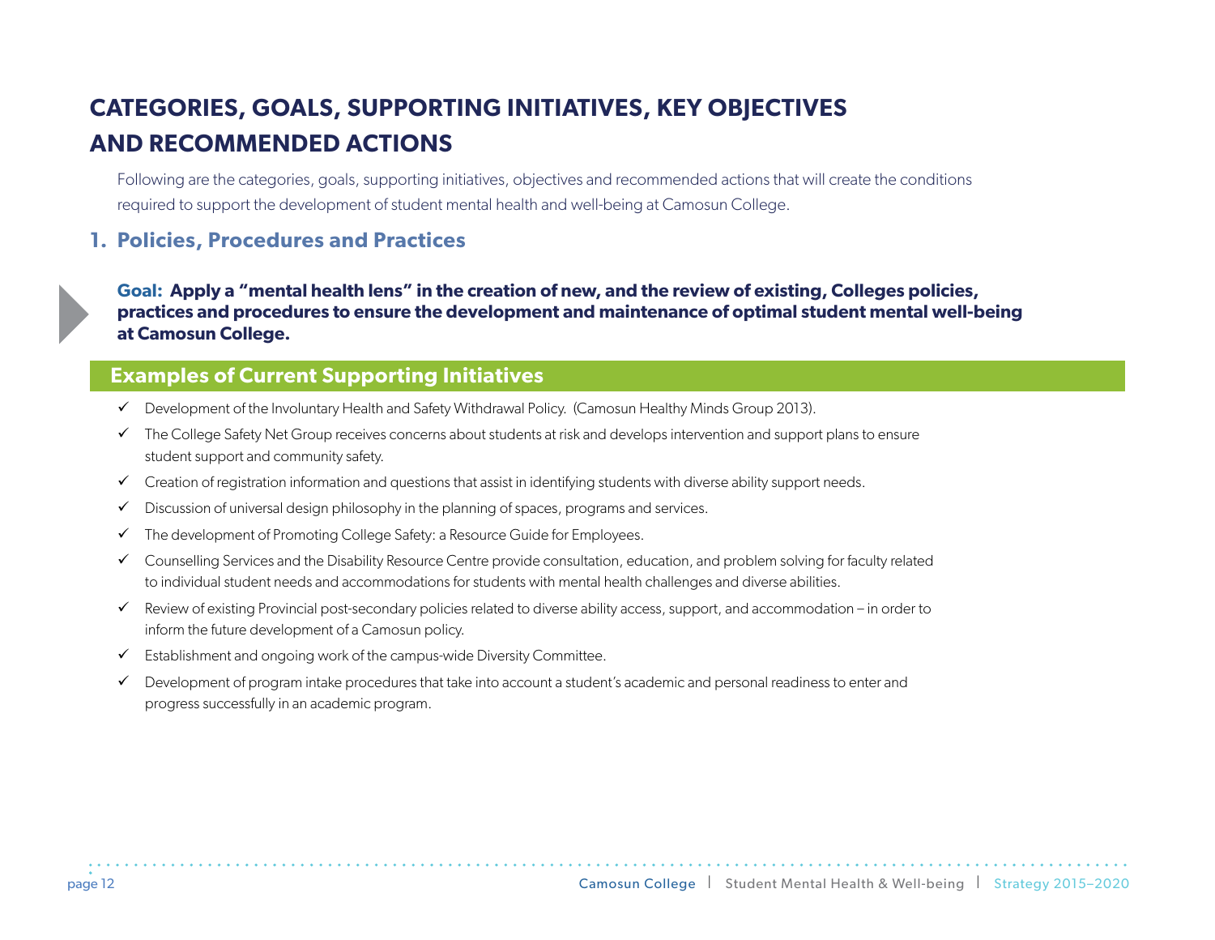# CATEGORIES, GOALS, SUPPORTING INITIATIVES, KEY OBJECTIVES AND RECOMMENDED ACTIONS

Following are the categories, goals, supporting initiatives, objectives and recommended actions that will create the conditions required to support the development of student mental health and well-being at Camosun College.

## 1. Policies, Procedures and Practices

**Goal: Apply a "mental health lens" in the creation of new, and the review of existing, Colleges policies, practices and procedures to ensure the development and maintenance of optimal student mental well-being at Camosun College.**

### Examples of Current Supporting Initiatives

- ✓ Development of the Involuntary Health and Safety Withdrawal Policy. (Camosun Healthy Minds Group 2013).
- ✓ The College Safety Net Group receives concerns about students at risk and develops intervention and support plans to ensure student support and community safety.
- ✓ Creation of registration information and questions that assist in identifying students with diverse ability support needs.
- ✓ Discussion of universal design philosophy in the planning of spaces, programs and services.
- ✓ The development of Promoting College Safety: a Resource Guide for Employees.
- ✓ Counselling Services and the Disability Resource Centre provide consultation, education, and problem solving for faculty related to individual student needs and accommodations for students with mental health challenges and diverse abilities.
- ✓ Review of existing Provincial post-secondary policies related to diverse ability access, support, and accommodation – in order to inform the future development of a Camosun policy.
- ✓ Establishment and ongoing work of the campus-wide Diversity Committee.
- ✓ Development of program intake procedures that take into account a student's academic and personal readiness to enter and progress successfully in an academic program.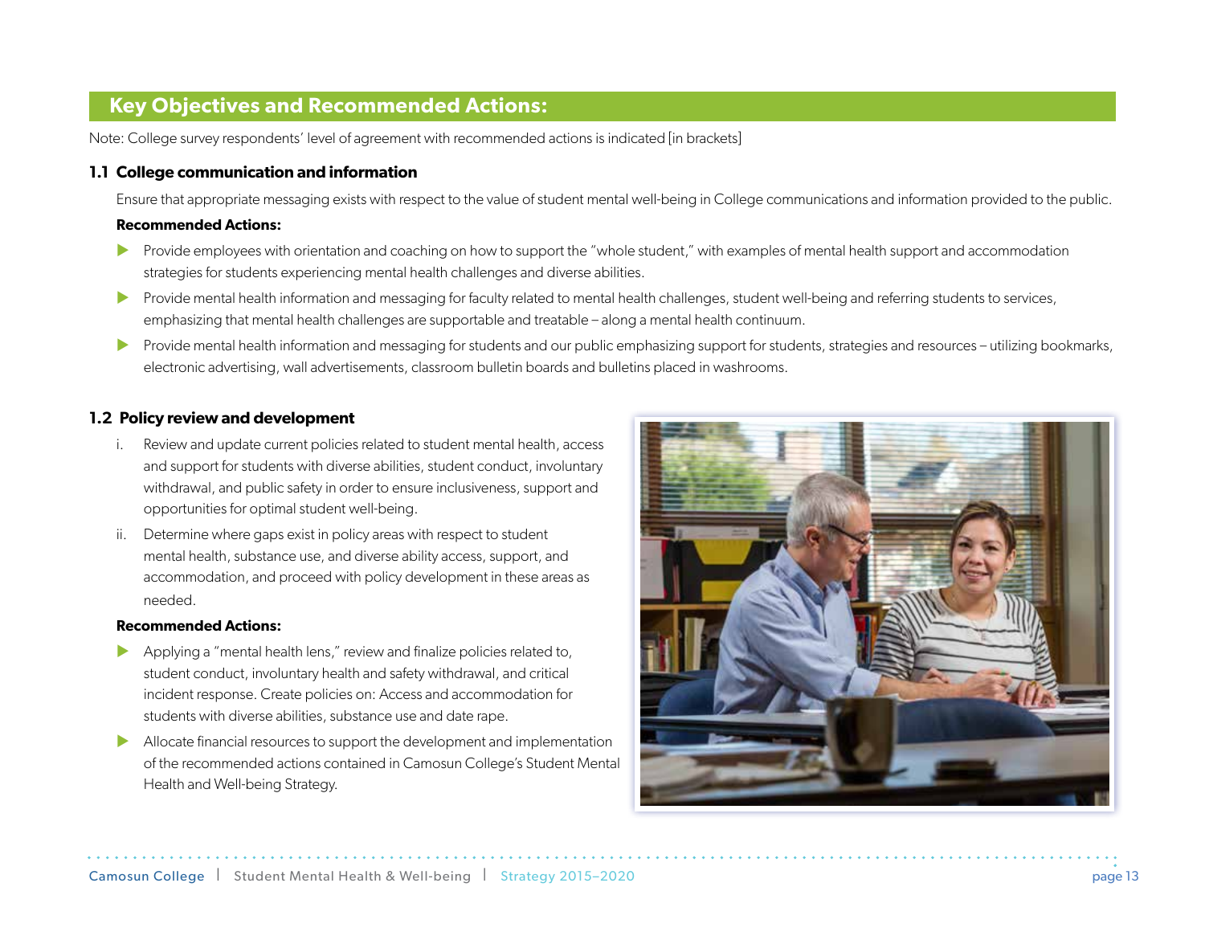## Key Objectives and Recommended Actions:

Note: College survey respondents' level of agreement with recommended actions is indicated [in brackets]

### 1.1 College communication and information

Ensure that appropriate messaging exists with respect to the value of student mental well-being in College communications and information provided to the public.

**Recommended Actions:**

- Provide employees with orientation and coaching on how to support the "whole student," with examples of mental health support and accommodation strategies for students experiencing mental health challenges and diverse abilities.
- Provide mental health information and messaging for faculty related to mental health challenges, student well-being and referring students to services, emphasizing that mental health challenges are supportable and treatable – along a mental health continuum.
- Provide mental health information and messaging for students and our public emphasizing support for students, strategies and resources – utilizing bookmarks, electronic advertising, wall advertisements, classroom bulletin boards and bulletins placed in washrooms.

### 1.2 Policy review and development

i. Review and update current policies related to student mental health, access and support for students with diverse abilities, student conduct, involuntary withdrawal, and public safety in order to ensure inclusiveness, support and opportunities for optimal student well-being.

ii. Determine where gaps exist in policy areas with respect to student mental health, substance use, and diverse ability access, support, and accommodation, and proceed with policy development in these areas as needed.

**Recommended Actions:**

- Applying a "mental health lens," review and finalize policies related to, student conduct, involuntary health and safety withdrawal, and critical incident response. Create policies on: Access and accommodation for students with diverse abilities, substance use and date rape.
- Allocate financial resources to support the development and implementation of the recommended actions contained in Camosun College's Student Mental Health and Well-being Strategy.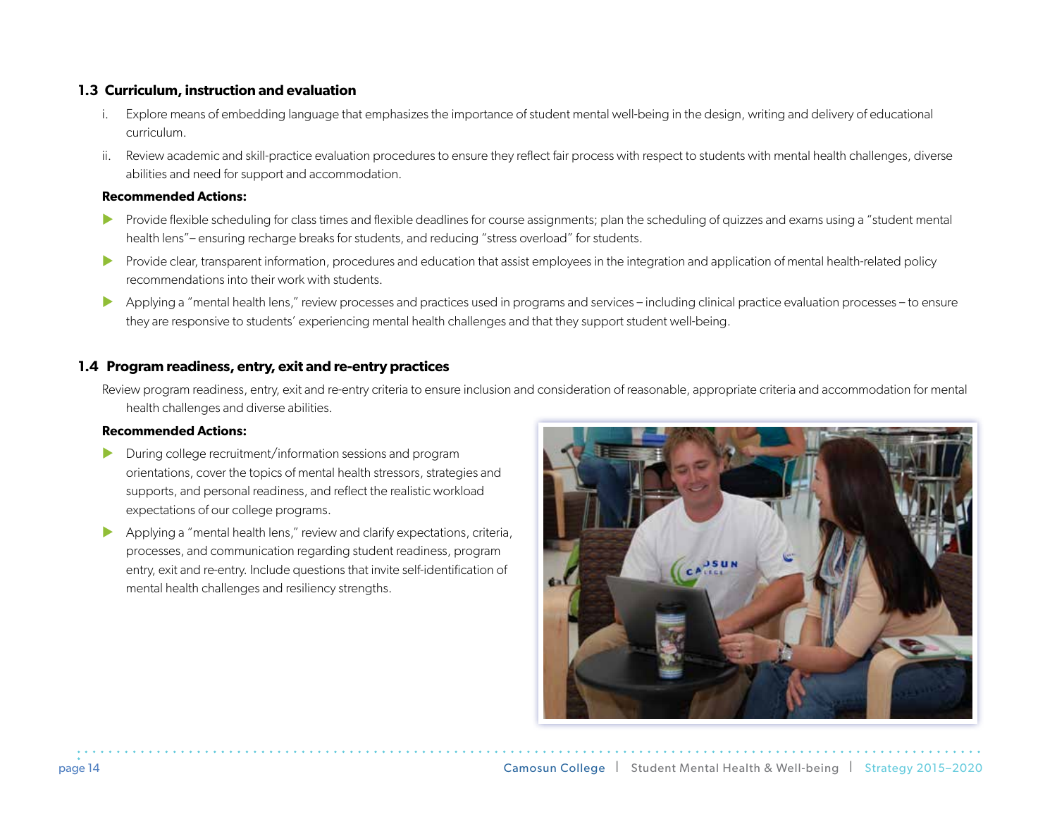### 1.3 Curriculum, instruction and evaluation

i. Explore means of embedding language that emphasizes the importance of student mental well-being in the design, writing and delivery of educational curriculum.

ii. Review academic and skill-practice evaluation procedures to ensure they reflect fair process with respect to students with mental health challenges, diverse abilities and need for support and accommodation.

**Recommended Actions:**

- Provide flexible scheduling for class times and flexible deadlines for course assignments; plan the scheduling of quizzes and exams using a "student mental health lens"– ensuring recharge breaks for students, and reducing "stress overload" for students.
- Provide clear, transparent information, procedures and education that assist employees in the integration and application of mental health-related policy recommendations into their work with students.
- Applying a "mental health lens," review processes and practices used in programs and services – including clinical practice evaluation processes – to ensure they are responsive to students' experiencing mental health challenges and that they support student well-being.

### 1.4 Program readiness, entry, exit and re-entry practices

Review program readiness, entry, exit and re-entry criteria to ensure inclusion and consideration of reasonable, appropriate criteria and accommodation for mental health challenges and diverse abilities.

**Recommended Actions:**

- During college recruitment/information sessions and program orientations, cover the topics of mental health stressors, strategies and supports, and personal readiness, and reflect the realistic workload expectations of our college programs.
- Applying a "mental health lens," review and clarify expectations, criteria, processes, and communication regarding student readiness, program entry, exit and re-entry. Include questions that invite self-identification of mental health challenges and resiliency strengths.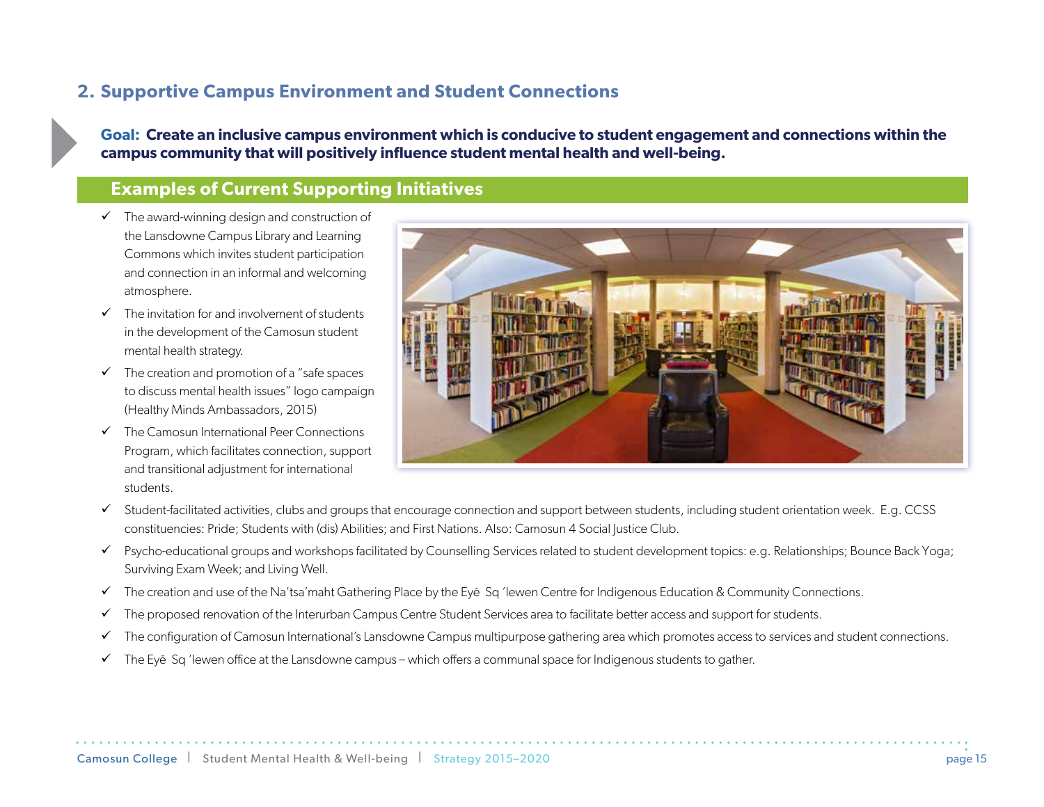## 2. Supportive Campus Environment and Student Connections

**Goal: Create an inclusive campus environment which is conducive to student engagement and connections within the campus community that will positively influence student mental health and well-being.**

### Examples of Current Supporting Initiatives

- ✓ The award-winning design and construction of the Lansdowne Campus Library and Learning Commons which invites student participation and connection in an informal and welcoming atmosphere.
- ✓ The invitation for and involvement of students in the development of the Camosun student mental health strategy.
- ✓ The creation and promotion of a "safe spaces to discuss mental health issues" logo campaign (Healthy Minds Ambassadors, 2015)
- ✓ The Camosun International Peer Connections Program, which facilitates connection, support and transitional adjustment for international students.
- ✓ Student-facilitated activities, clubs and groups that encourage connection and support between students, including student orientation week. E.g. CCSS constituencies: Pride; Students with (dis) Abilities; and First Nations. Also: Camosun 4 Social Justice Club.
- ✓ Psycho-educational groups and workshops facilitated by Counselling Services related to student development topics: e.g. Relationships; Bounce Back Yoga; Surviving Exam Week; and Living Well.
- ✓ The creation and use of the Na'tsa'maht Gathering Place by the Eyē Sq 'lewen Centre for Indigenous Education & Community Connections.
- ✓ The proposed renovation of the Interurban Campus Centre Student Services area to facilitate better access and support for students.
- ✓ The configuration of Camosun International's Lansdowne Campus multipurpose gathering area which promotes access to services and student connections.
- ✓ The Eyē Sq 'lewen office at the Lansdowne campus – which offers a communal space for Indigenous students to gather.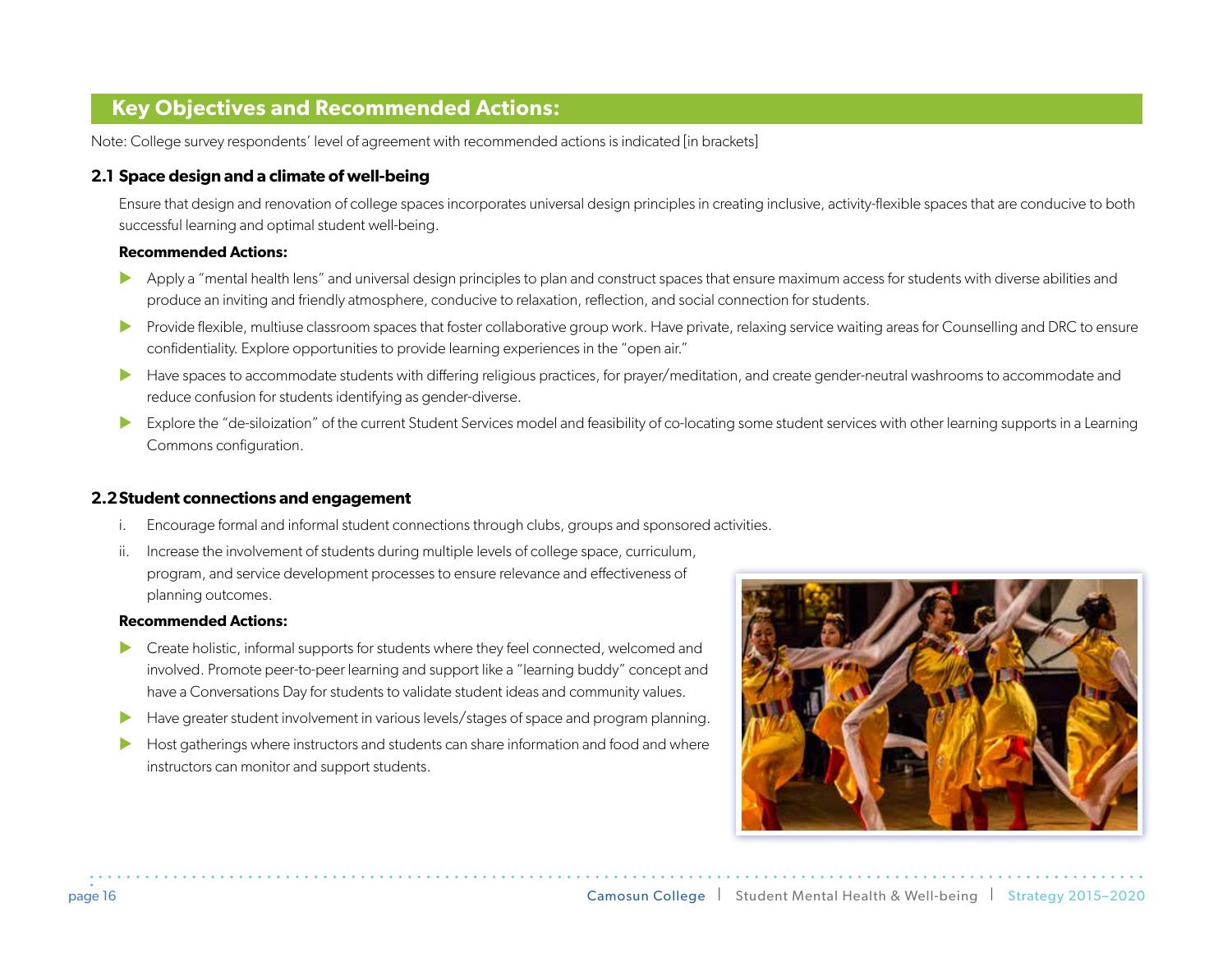## Key Objectives and Recommended Actions:

Note: College survey respondents' level of agreement with recommended actions is indicated [in brackets]

### 2.1 Space design and a climate of well-being

Ensure that design and renovation of college spaces incorporates universal design principles in creating inclusive, activity-flexible spaces that are conducive to both successful learning and optimal student well-being.

**Recommended Actions:**

- Apply a "mental health lens" and universal design principles to plan and construct spaces that ensure maximum access for students with diverse abilities and produce an inviting and friendly atmosphere, conducive to relaxation, reflection, and social connection for students.
- Provide flexible, multiuse classroom spaces that foster collaborative group work. Have private, relaxing service waiting areas for Counselling and DRC to ensure confidentiality. Explore opportunities to provide learning experiences in the "open air."
- Have spaces to accommodate students with differing religious practices, for prayer/meditation, and create gender-neutral washrooms to accommodate and reduce confusion for students identifying as gender-diverse.
- Explore the "de-siloization" of the current Student Services model and feasibility of co-locating some student services with other learning supports in a Learning Commons configuration.

### 2.2 Student connections and engagement

i. Encourage formal and informal student connections through clubs, groups and sponsored activities.

ii. Increase the involvement of students during multiple levels of college space, curriculum, program, and service development processes to ensure relevance and effectiveness of planning outcomes.

**Recommended Actions:**

- Create holistic, informal supports for students where they feel connected, welcomed and involved. Promote peer-to-peer learning and support like a "learning buddy" concept and have a Conversations Day for students to validate student ideas and community values.
- Have greater student involvement in various levels/stages of space and program planning.
- Host gatherings where instructors and students can share information and food and where instructors can monitor and support students.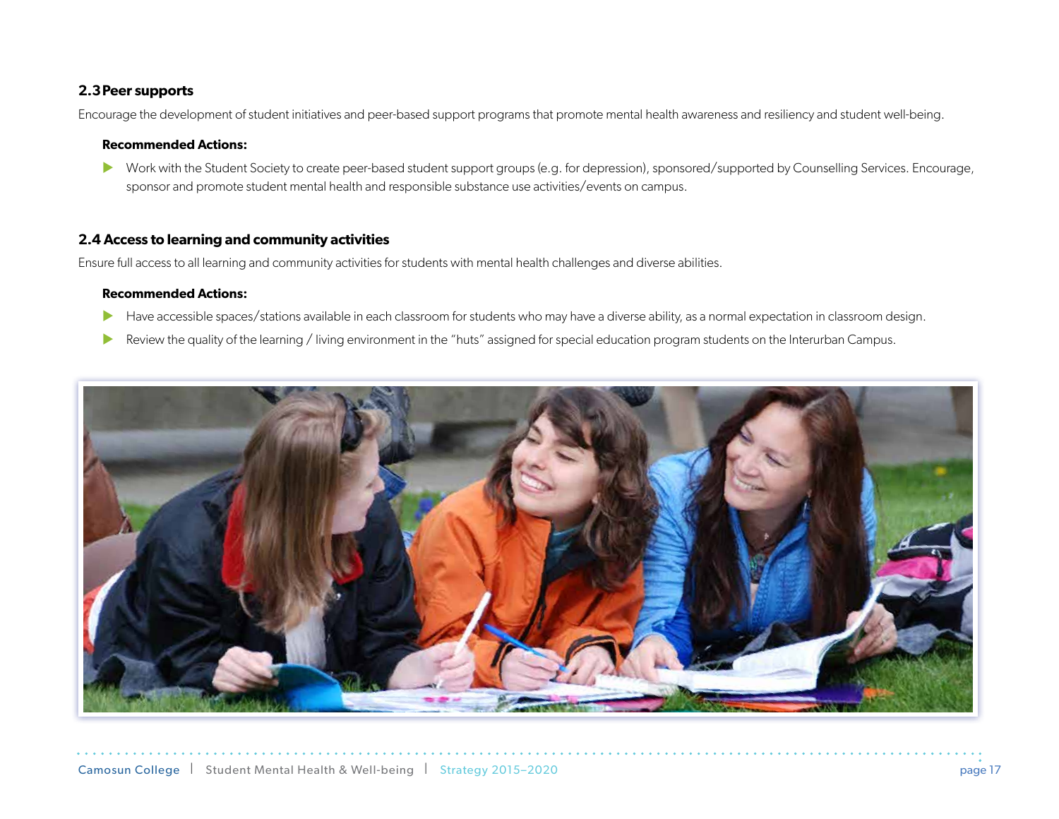### 2.3 Peer supports

Encourage the development of student initiatives and peer-based support programs that promote mental health awareness and resiliency and student well-being.

**Recommended Actions:**

- Work with the Student Society to create peer-based student support groups (e.g. for depression), sponsored/supported by Counselling Services. Encourage, sponsor and promote student mental health and responsible substance use activities/events on campus.

### 2.4 Access to learning and community activities

Ensure full access to all learning and community activities for students with mental health challenges and diverse abilities.

**Recommended Actions:**

- Have accessible spaces/stations available in each classroom for students who may have a diverse ability, as a normal expectation in classroom design.
- Review the quality of the learning / living environment in the "huts" assigned for special education program students on the Interurban Campus.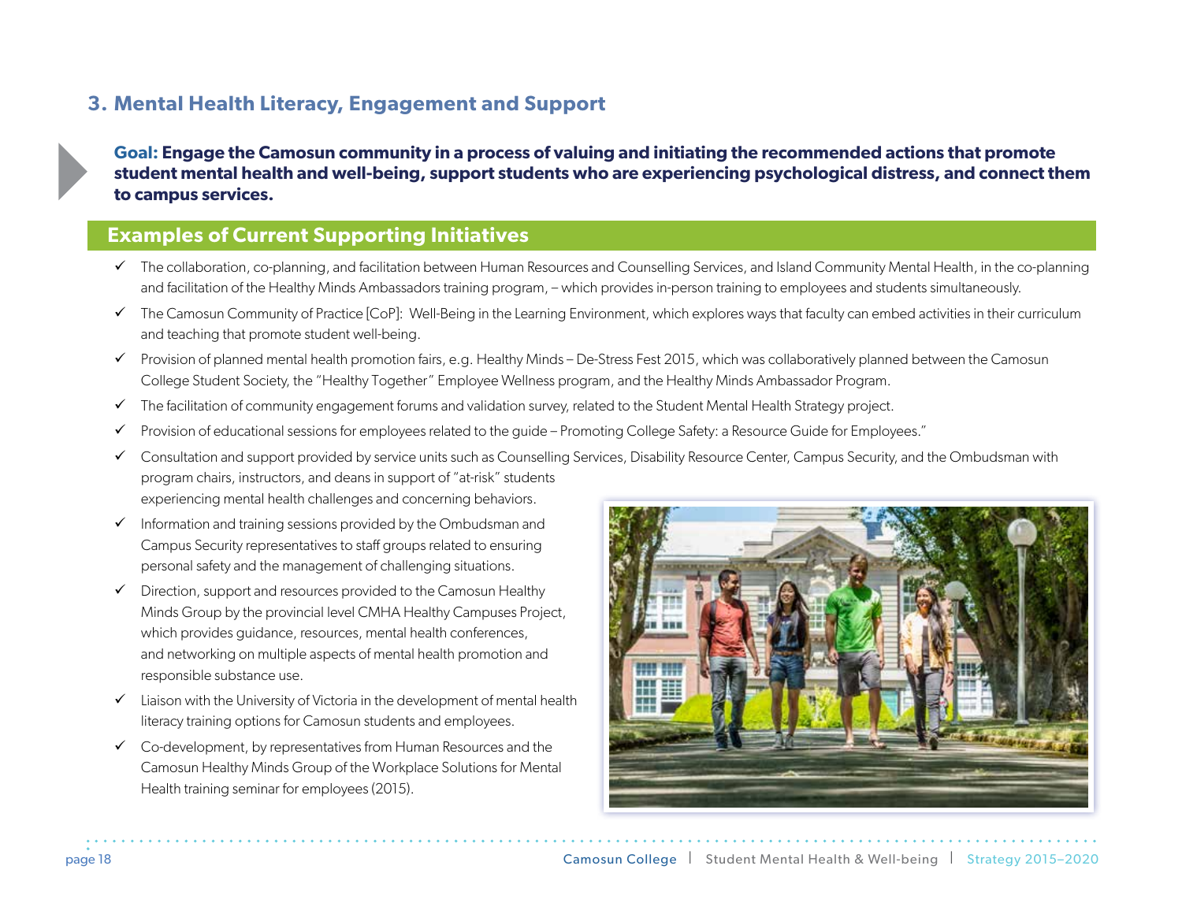## 3. Mental Health Literacy, Engagement and Support

**Goal: Engage the Camosun community in a process of valuing and initiating the recommended actions that promote student mental health and well-being, support students who are experiencing psychological distress, and connect them to campus services.**

### Examples of Current Supporting Initiatives

- ✓ The collaboration, co-planning, and facilitation between Human Resources and Counselling Services, and Island Community Mental Health, in the co-planning and facilitation of the Healthy Minds Ambassadors training program, – which provides in-person training to employees and students simultaneously.
- ✓ The Camosun Community of Practice [CoP]: Well-Being in the Learning Environment, which explores ways that faculty can embed activities in their curriculum and teaching that promote student well-being.
- ✓ Provision of planned mental health promotion fairs, e.g. Healthy Minds – De-Stress Fest 2015, which was collaboratively planned between the Camosun College Student Society, the "Healthy Together" Employee Wellness program, and the Healthy Minds Ambassador Program.
- ✓ The facilitation of community engagement forums and validation survey, related to the Student Mental Health Strategy project.
- ✓ Provision of educational sessions for employees related to the guide – Promoting College Safety: a Resource Guide for Employees."
- ✓ Consultation and support provided by service units such as Counselling Services, Disability Resource Center, Campus Security, and the Ombudsman with program chairs, instructors, and deans in support of "at-risk" students experiencing mental health challenges and concerning behaviors.
- ✓ Information and training sessions provided by the Ombudsman and Campus Security representatives to staff groups related to ensuring personal safety and the management of challenging situations.
- ✓ Direction, support and resources provided to the Camosun Healthy Minds Group by the provincial level CMHA Healthy Campuses Project, which provides guidance, resources, mental health conferences, and networking on multiple aspects of mental health promotion and responsible substance use.
- ✓ Liaison with the University of Victoria in the development of mental health literacy training options for Camosun students and employees.
- ✓ Co-development, by representatives from Human Resources and the Camosun Healthy Minds Group of the Workplace Solutions for Mental Health training seminar for employees (2015).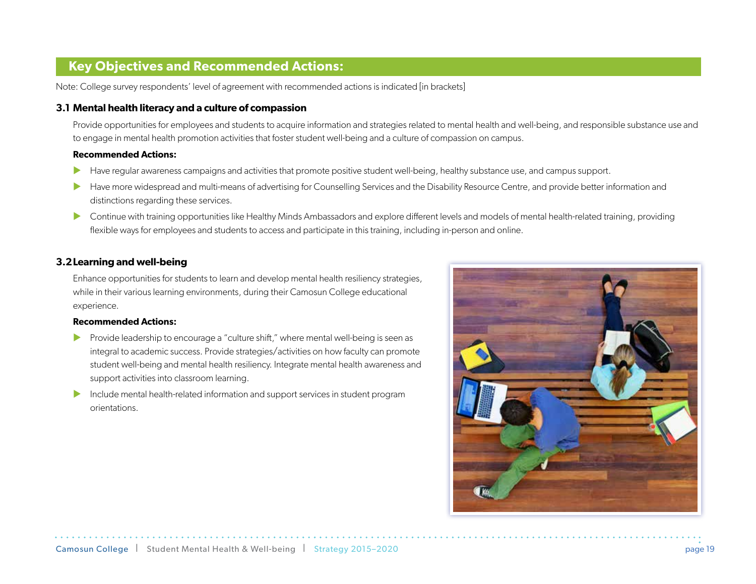## Key Objectives and Recommended Actions:

Note: College survey respondents' level of agreement with recommended actions is indicated [in brackets]

### 3.1 Mental health literacy and a culture of compassion

Provide opportunities for employees and students to acquire information and strategies related to mental health and well-being, and responsible substance use and to engage in mental health promotion activities that foster student well-being and a culture of compassion on campus.

**Recommended Actions:**

- Have regular awareness campaigns and activities that promote positive student well-being, healthy substance use, and campus support.
- Have more widespread and multi-means of advertising for Counselling Services and the Disability Resource Centre, and provide better information and distinctions regarding these services.
- Continue with training opportunities like Healthy Minds Ambassadors and explore different levels and models of mental health-related training, providing flexible ways for employees and students to access and participate in this training, including in-person and online.

### 3.2 Learning and well-being

Enhance opportunities for students to learn and develop mental health resiliency strategies, while in their various learning environments, during their Camosun College educational experience.

**Recommended Actions:**

- Provide leadership to encourage a "culture shift," where mental well-being is seen as integral to academic success. Provide strategies/activities on how faculty can promote student well-being and mental health resiliency. Integrate mental health awareness and support activities into classroom learning.
- Include mental health-related information and support services in student program orientations.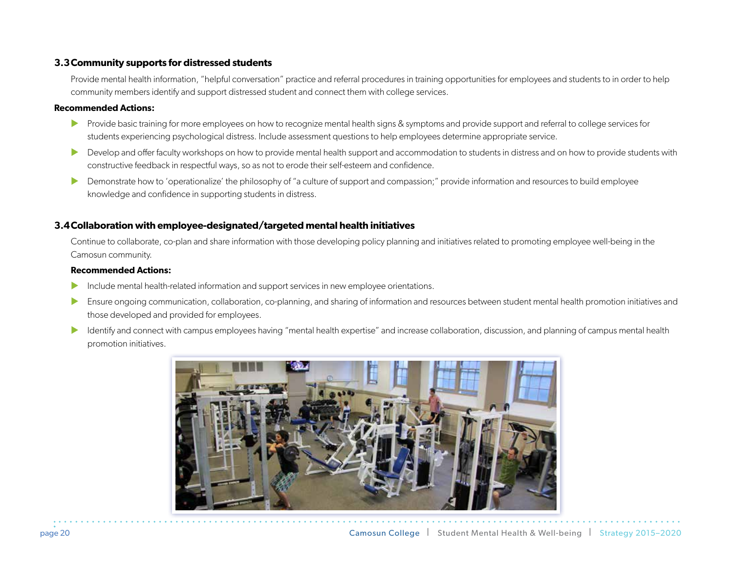### 3.3 Community supports for distressed students

Provide mental health information, "helpful conversation" practice and referral procedures in training opportunities for employees and students to in order to help community members identify and support distressed student and connect them with college services.

**Recommended Actions:**

- Provide basic training for more employees on how to recognize mental health signs & symptoms and provide support and referral to college services for students experiencing psychological distress. Include assessment questions to help employees determine appropriate service.
- Develop and offer faculty workshops on how to provide mental health support and accommodation to students in distress and on how to provide students with constructive feedback in respectful ways, so as not to erode their self-esteem and confidence.
- Demonstrate how to 'operationalize' the philosophy of "a culture of support and compassion;" provide information and resources to build employee knowledge and confidence in supporting students in distress.

### 3.4 Collaboration with employee-designated/targeted mental health initiatives

Continue to collaborate, co-plan and share information with those developing policy planning and initiatives related to promoting employee well-being in the Camosun community.

**Recommended Actions:**

- Include mental health-related information and support services in new employee orientations.
- Ensure ongoing communication, collaboration, co-planning, and sharing of information and resources between student mental health promotion initiatives and those developed and provided for employees.
- Identify and connect with campus employees having "mental health expertise" and increase collaboration, discussion, and planning of campus mental health promotion initiatives.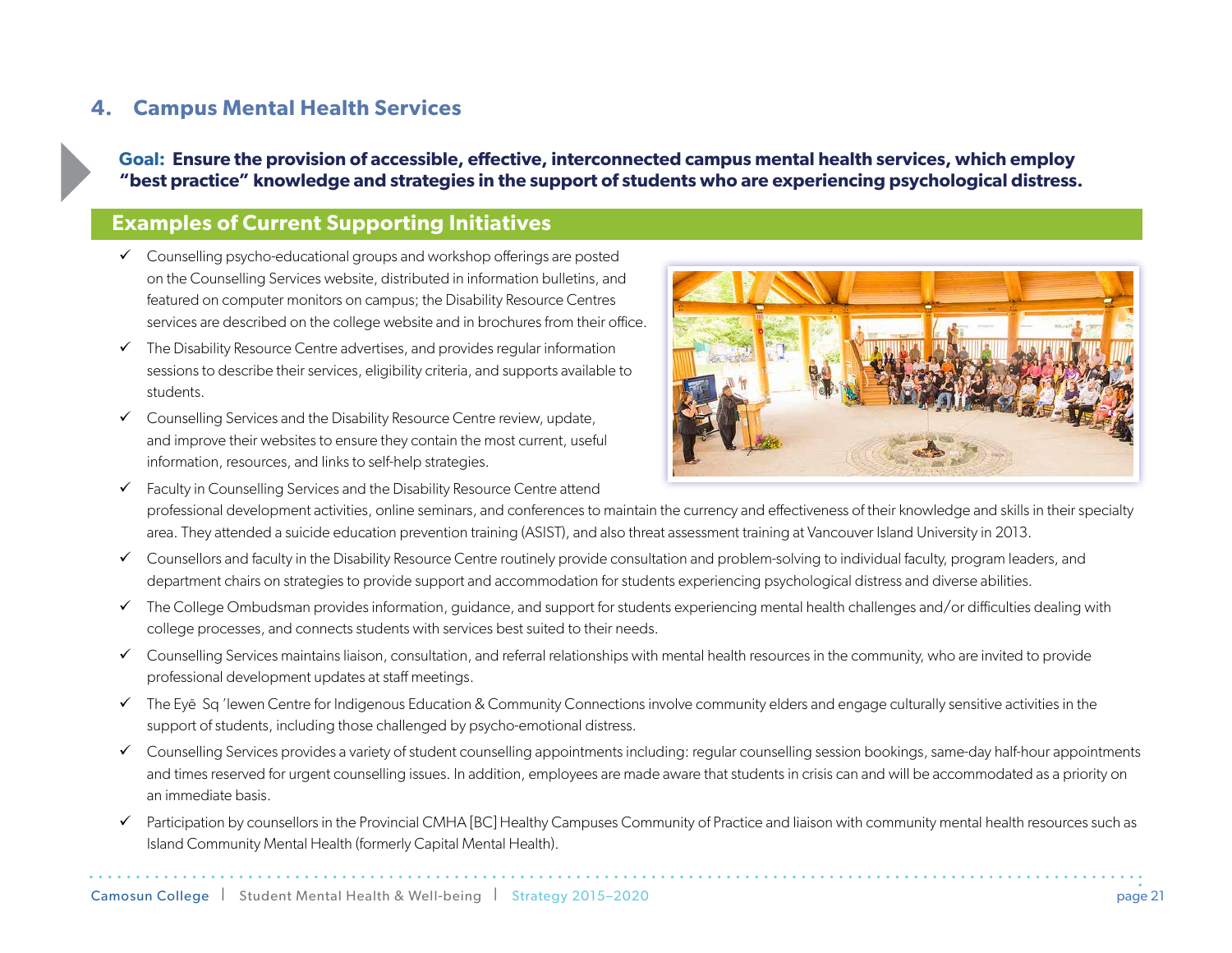## 4. Campus Mental Health Services

**Goal: Ensure the provision of accessible, effective, interconnected campus mental health services, which employ "best practice" knowledge and strategies in the support of students who are experiencing psychological distress.**

### Examples of Current Supporting Initiatives

- ✓ Counselling psycho-educational groups and workshop offerings are posted on the Counselling Services website, distributed in information bulletins, and featured on computer monitors on campus; the Disability Resource Centres services are described on the college website and in brochures from their office.
- ✓ The Disability Resource Centre advertises, and provides regular information sessions to describe their services, eligibility criteria, and supports available to students.
- ✓ Counselling Services and the Disability Resource Centre review, update, and improve their websites to ensure they contain the most current, useful information, resources, and links to self-help strategies.
- ✓ Faculty in Counselling Services and the Disability Resource Centre attend professional development activities, online seminars, and conferences to maintain the currency and effectiveness of their knowledge and skills in their specialty area. They attended a suicide education prevention training (ASIST), and also threat assessment training at Vancouver Island University in 2013.
- ✓ Counsellors and faculty in the Disability Resource Centre routinely provide consultation and problem-solving to individual faculty, program leaders, and department chairs on strategies to provide support and accommodation for students experiencing psychological distress and diverse abilities.
- ✓ The College Ombudsman provides information, guidance, and support for students experiencing mental health challenges and/or difficulties dealing with college processes, and connects students with services best suited to their needs.
- ✓ Counselling Services maintains liaison, consultation, and referral relationships with mental health resources in the community, who are invited to provide professional development updates at staff meetings.
- ✓ The Eyē Sq 'lewen Centre for Indigenous Education & Community Connections involve community elders and engage culturally sensitive activities in the support of students, including those challenged by psycho-emotional distress.
- ✓ Counselling Services provides a variety of student counselling appointments including: regular counselling session bookings, same-day half-hour appointments and times reserved for urgent counselling issues. In addition, employees are made aware that students in crisis can and will be accommodated as a priority on an immediate basis.
- ✓ Participation by counsellors in the Provincial CMHA [BC] Healthy Campuses Community of Practice and liaison with community mental health resources such as Island Community Mental Health (formerly Capital Mental Health).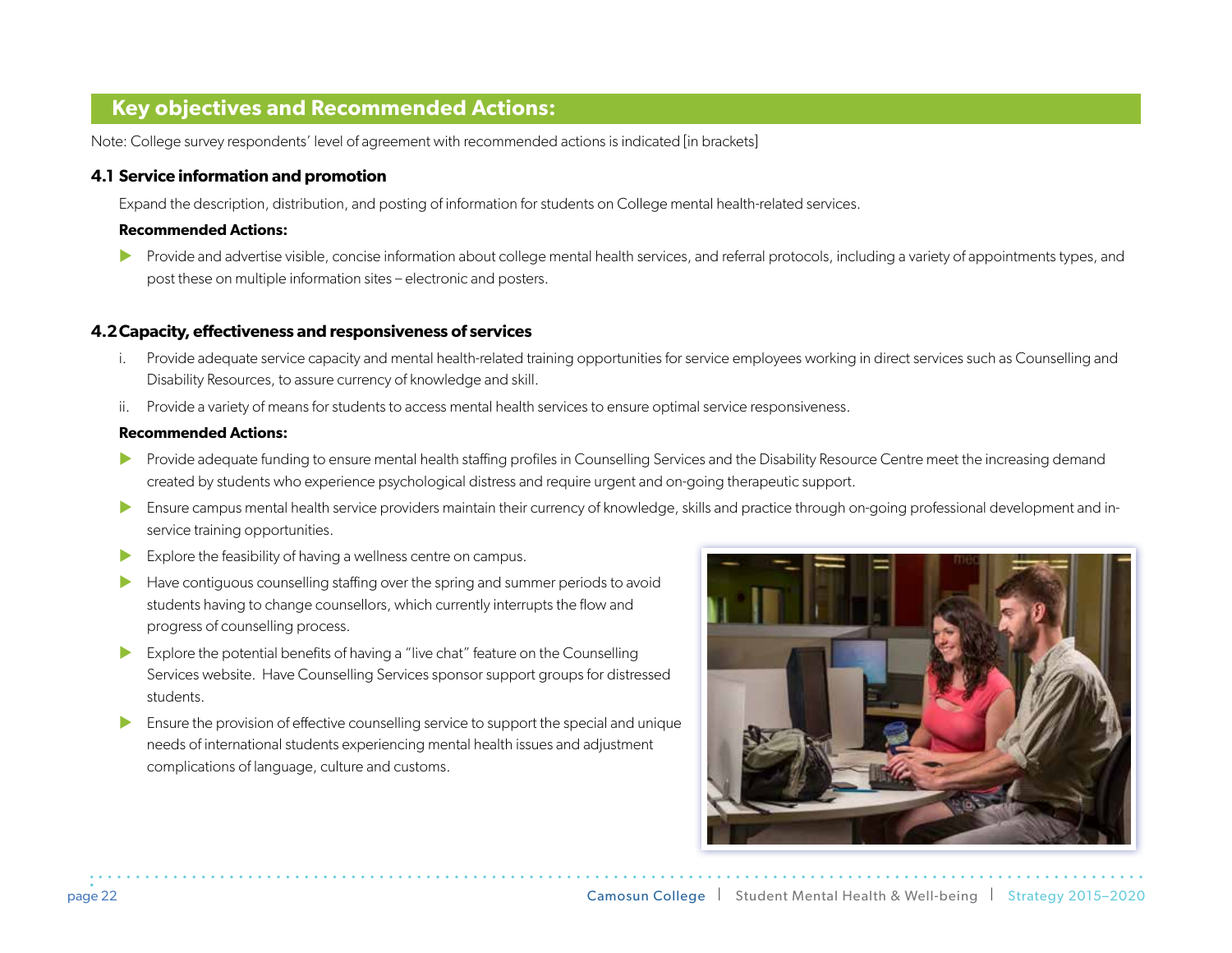## Key objectives and Recommended Actions:

Note: College survey respondents' level of agreement with recommended actions is indicated [in brackets]

### 4.1 Service information and promotion

Expand the description, distribution, and posting of information for students on College mental health-related services.

**Recommended Actions:**

- Provide and advertise visible, concise information about college mental health services, and referral protocols, including a variety of appointments types, and post these on multiple information sites – electronic and posters.

### 4.2 Capacity, effectiveness and responsiveness of services

i. Provide adequate service capacity and mental health-related training opportunities for service employees working in direct services such as Counselling and Disability Resources, to assure currency of knowledge and skill.

ii. Provide a variety of means for students to access mental health services to ensure optimal service responsiveness.

**Recommended Actions:**

- Provide adequate funding to ensure mental health staffing profiles in Counselling Services and the Disability Resource Centre meet the increasing demand created by students who experience psychological distress and require urgent and on-going therapeutic support.
- Ensure campus mental health service providers maintain their currency of knowledge, skills and practice through on-going professional development and in-service training opportunities.
- Explore the feasibility of having a wellness centre on campus.
- Have contiguous counselling staffing over the spring and summer periods to avoid students having to change counsellors, which currently interrupts the flow and progress of counselling process.
- Explore the potential benefits of having a "live chat" feature on the Counselling Services website. Have Counselling Services sponsor support groups for distressed students.
- Ensure the provision of effective counselling service to support the special and unique needs of international students experiencing mental health issues and adjustment complications of language, culture and customs.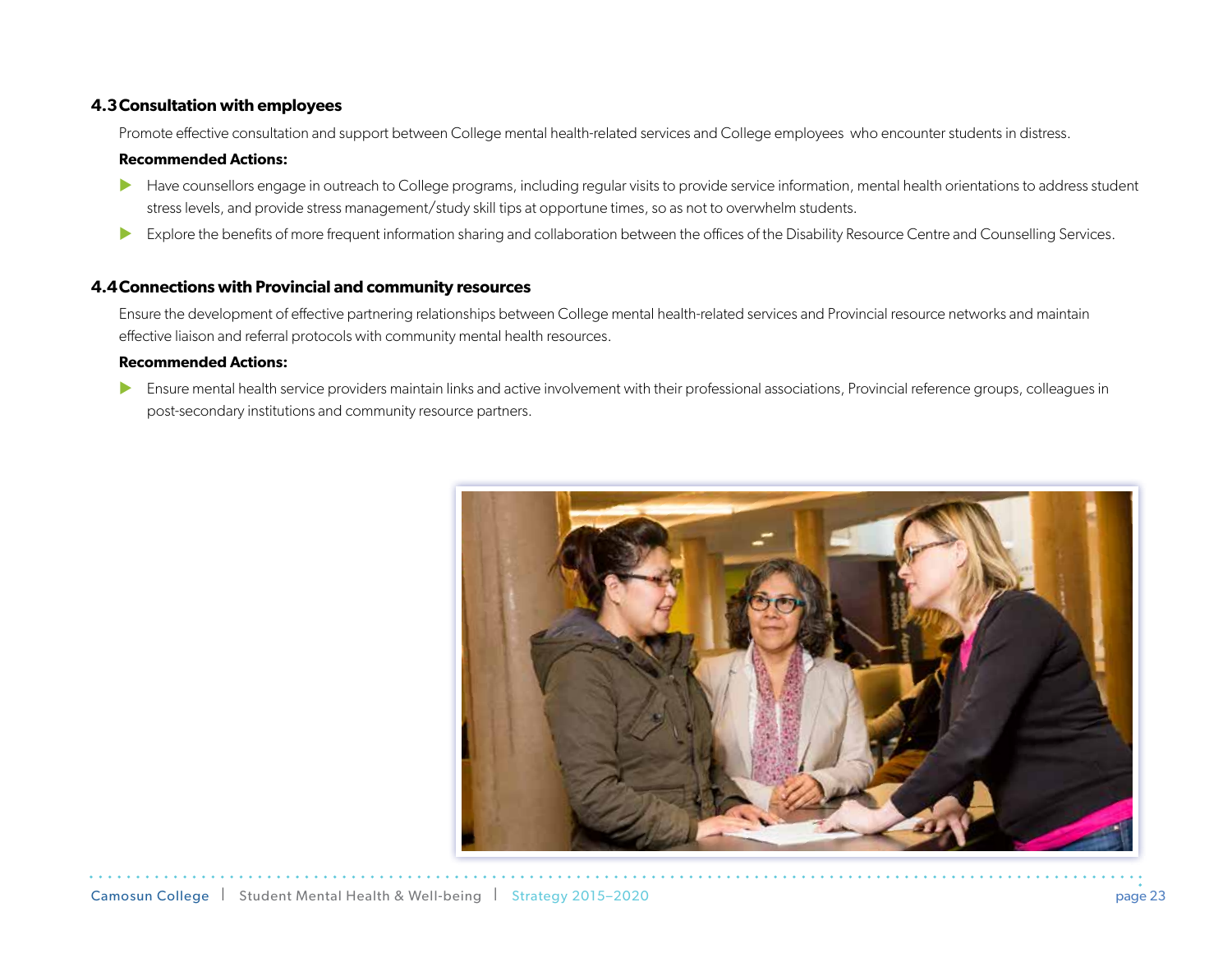### 4.3 Consultation with employees

Promote effective consultation and support between College mental health-related services and College employees who encounter students in distress.

**Recommended Actions:**

- Have counsellors engage in outreach to College programs, including regular visits to provide service information, mental health orientations to address student stress levels, and provide stress management/study skill tips at opportune times, so as not to overwhelm students.
- Explore the benefits of more frequent information sharing and collaboration between the offices of the Disability Resource Centre and Counselling Services.

### 4.4 Connections with Provincial and community resources

Ensure the development of effective partnering relationships between College mental health-related services and Provincial resource networks and maintain effective liaison and referral protocols with community mental health resources.

**Recommended Actions:**

- Ensure mental health service providers maintain links and active involvement with their professional associations, Provincial reference groups, colleagues in post-secondary institutions and community resource partners.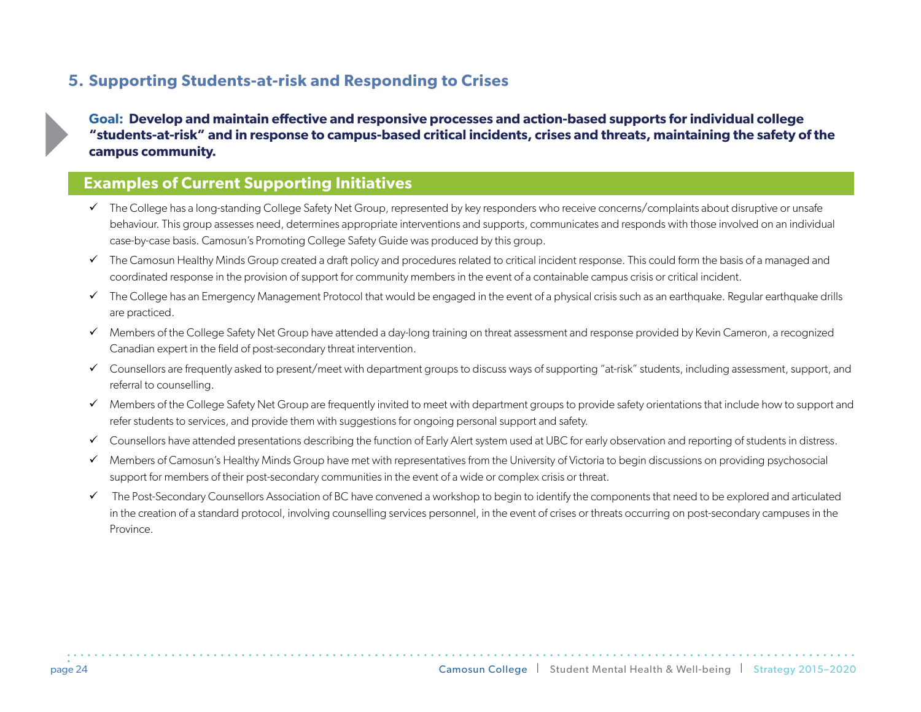## 5. Supporting Students-at-risk and Responding to Crises

**Goal: Develop and maintain effective and responsive processes and action-based supports for individual college "students-at-risk" and in response to campus-based critical incidents, crises and threats, maintaining the safety of the campus community.**

### Examples of Current Supporting Initiatives

- ✓ The College has a long-standing College Safety Net Group, represented by key responders who receive concerns/complaints about disruptive or unsafe behaviour. This group assesses need, determines appropriate interventions and supports, communicates and responds with those involved on an individual case-by-case basis. Camosun's Promoting College Safety Guide was produced by this group.
- ✓ The Camosun Healthy Minds Group created a draft policy and procedures related to critical incident response. This could form the basis of a managed and coordinated response in the provision of support for community members in the event of a containable campus crisis or critical incident.
- ✓ The College has an Emergency Management Protocol that would be engaged in the event of a physical crisis such as an earthquake. Regular earthquake drills are practiced.
- ✓ Members of the College Safety Net Group have attended a day-long training on threat assessment and response provided by Kevin Cameron, a recognized Canadian expert in the field of post-secondary threat intervention.
- ✓ Counsellors are frequently asked to present/meet with department groups to discuss ways of supporting "at-risk" students, including assessment, support, and referral to counselling.
- ✓ Members of the College Safety Net Group are frequently invited to meet with department groups to provide safety orientations that include how to support and refer students to services, and provide them with suggestions for ongoing personal support and safety.
- ✓ Counsellors have attended presentations describing the function of Early Alert system used at UBC for early observation and reporting of students in distress.
- ✓ Members of Camosun's Healthy Minds Group have met with representatives from the University of Victoria to begin discussions on providing psychosocial support for members of their post-secondary communities in the event of a wide or complex crisis or threat.
- ✓ The Post-Secondary Counsellors Association of BC have convened a workshop to begin to identify the components that need to be explored and articulated in the creation of a standard protocol, involving counselling services personnel, in the event of crises or threats occurring on post-secondary campuses in the Province.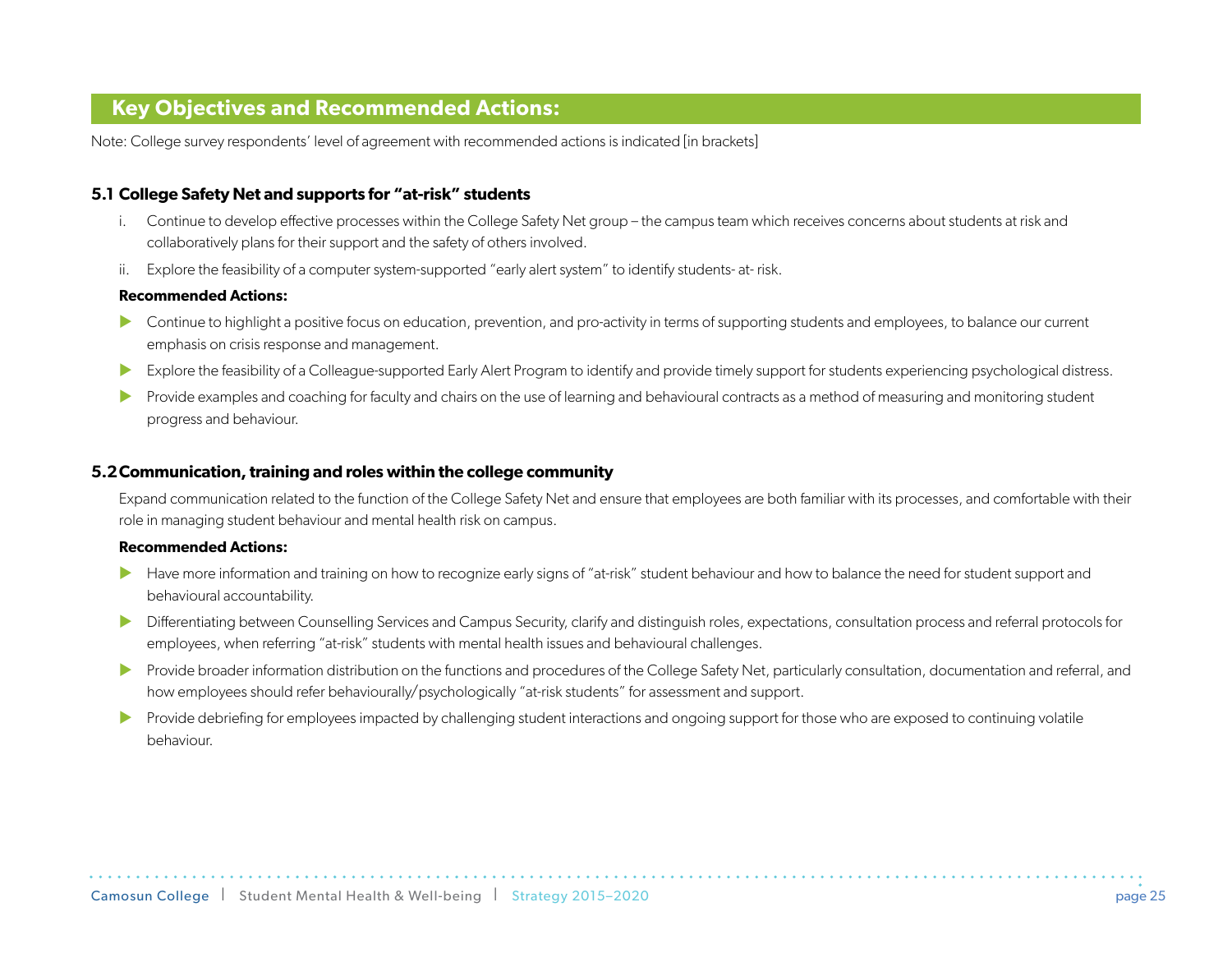## Key Objectives and Recommended Actions:

Note: College survey respondents' level of agreement with recommended actions is indicated [in brackets]

### 5.1 College Safety Net and supports for "at-risk" students

i. Continue to develop effective processes within the College Safety Net group – the campus team which receives concerns about students at risk and collaboratively plans for their support and the safety of others involved.

ii. Explore the feasibility of a computer system-supported "early alert system" to identify students- at- risk.

**Recommended Actions:**

- Continue to highlight a positive focus on education, prevention, and pro-activity in terms of supporting students and employees, to balance our current emphasis on crisis response and management.
- Explore the feasibility of a Colleague-supported Early Alert Program to identify and provide timely support for students experiencing psychological distress.
- Provide examples and coaching for faculty and chairs on the use of learning and behavioural contracts as a method of measuring and monitoring student progress and behaviour.

### 5.2 Communication, training and roles within the college community

Expand communication related to the function of the College Safety Net and ensure that employees are both familiar with its processes, and comfortable with their role in managing student behaviour and mental health risk on campus.

**Recommended Actions:**

- Have more information and training on how to recognize early signs of "at-risk" student behaviour and how to balance the need for student support and behavioural accountability.
- Differentiating between Counselling Services and Campus Security, clarify and distinguish roles, expectations, consultation process and referral protocols for employees, when referring "at-risk" students with mental health issues and behavioural challenges.
- Provide broader information distribution on the functions and procedures of the College Safety Net, particularly consultation, documentation and referral, and how employees should refer behaviourally/psychologically "at-risk students" for assessment and support.
- Provide debriefing for employees impacted by challenging student interactions and ongoing support for those who are exposed to continuing volatile behaviour.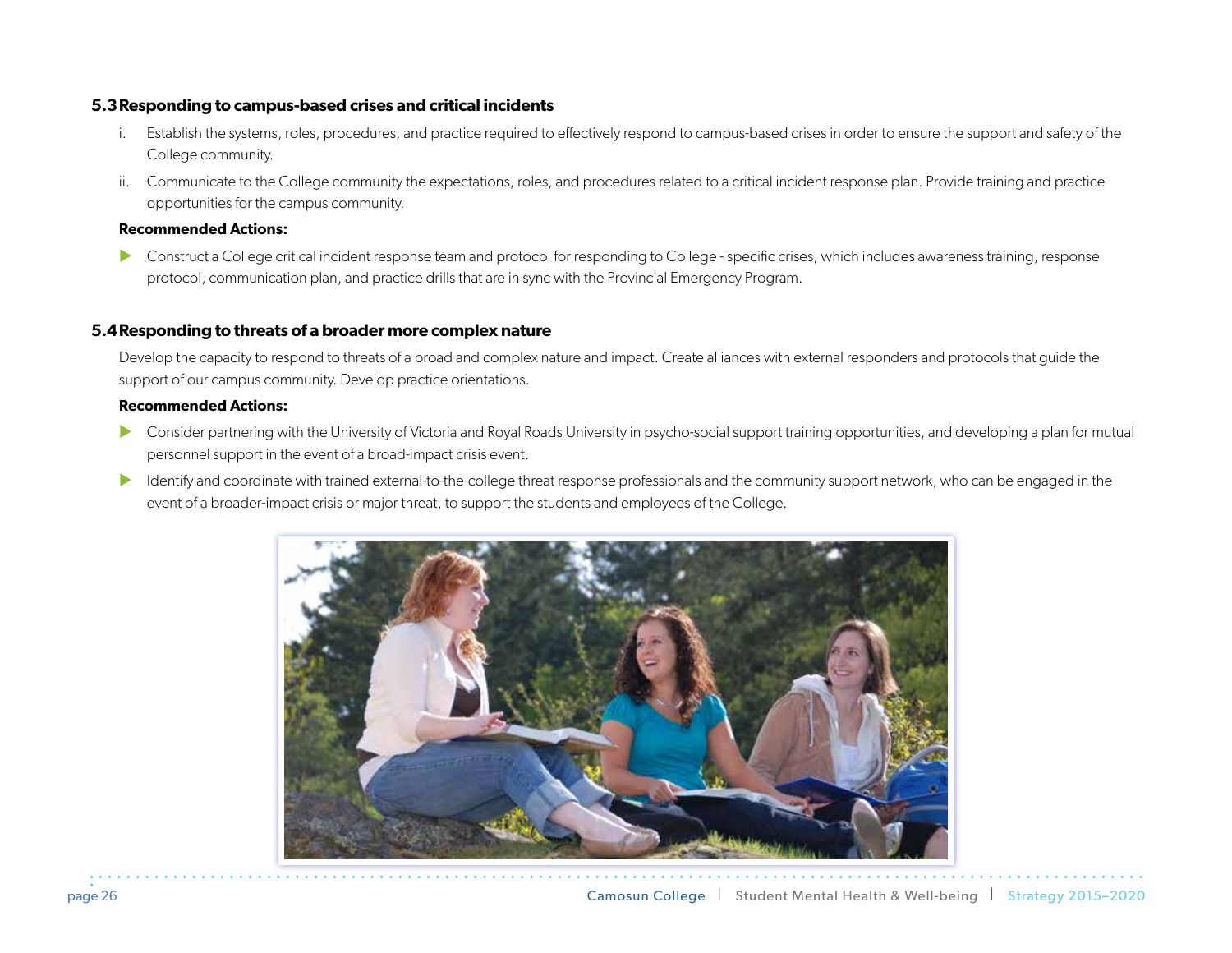### 5.3 Responding to campus-based crises and critical incidents

i. Establish the systems, roles, procedures, and practice required to effectively respond to campus-based crises in order to ensure the support and safety of the College community.

ii. Communicate to the College community the expectations, roles, and procedures related to a critical incident response plan. Provide training and practice opportunities for the campus community.

**Recommended Actions:**

- Construct a College critical incident response team and protocol for responding to College - specific crises, which includes awareness training, response protocol, communication plan, and practice drills that are in sync with the Provincial Emergency Program.

### 5.4 Responding to threats of a broader more complex nature

Develop the capacity to respond to threats of a broad and complex nature and impact. Create alliances with external responders and protocols that guide the support of our campus community. Develop practice orientations.

**Recommended Actions:**

- Consider partnering with the University of Victoria and Royal Roads University in psycho-social support training opportunities, and developing a plan for mutual personnel support in the event of a broad-impact crisis event.
- Identify and coordinate with trained external-to-the-college threat response professionals and the community support network, who can be engaged in the event of a broader-impact crisis or major threat, to support the students and employees of the College.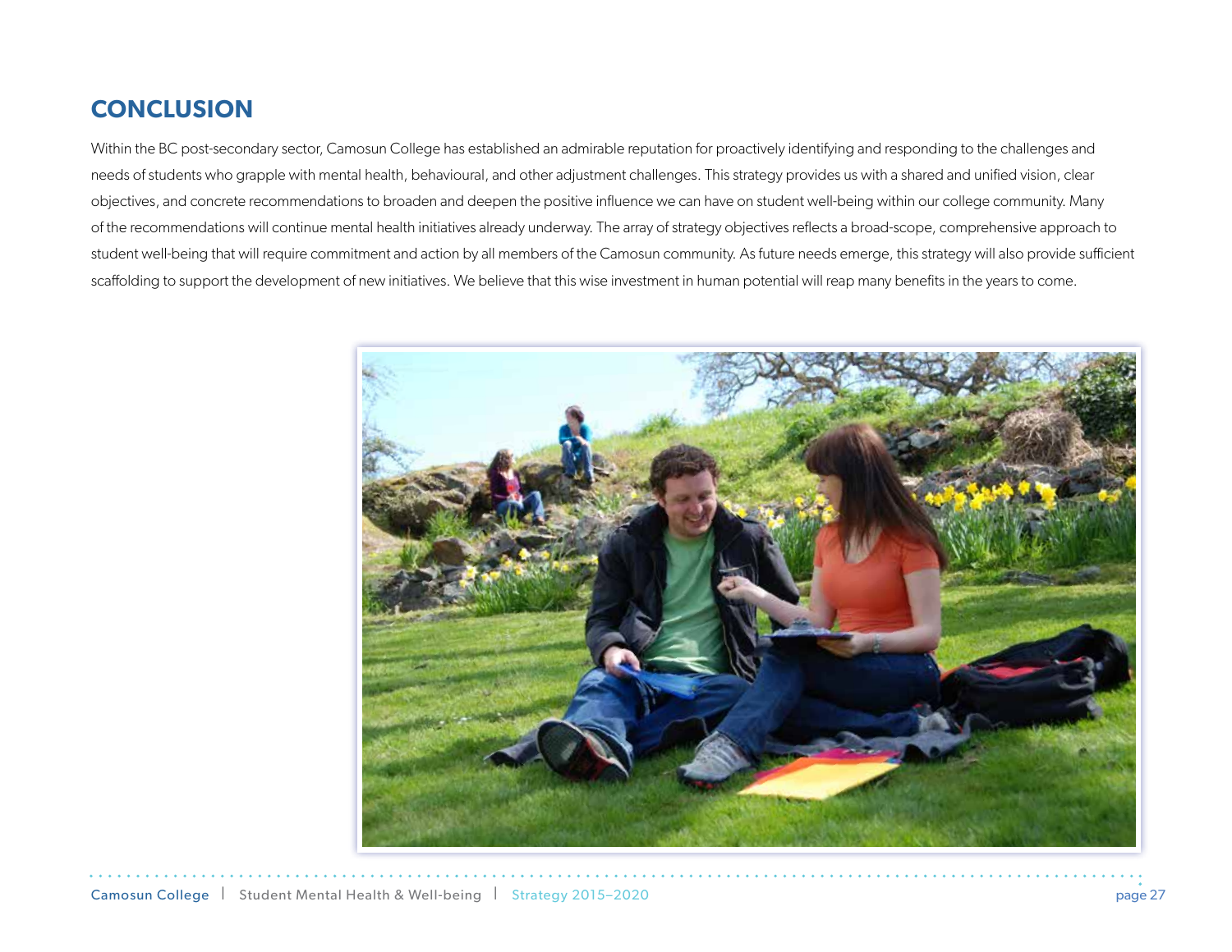# CONCLUSION

Within the BC post-secondary sector, Camosun College has established an admirable reputation for proactively identifying and responding to the challenges and needs of students who grapple with mental health, behavioural, and other adjustment challenges. This strategy provides us with a shared and unified vision, clear objectives, and concrete recommendations to broaden and deepen the positive influence we can have on student well-being within our college community. Many of the recommendations will continue mental health initiatives already underway. The array of strategy objectives reflects a broad-scope, comprehensive approach to student well-being that will require commitment and action by all members of the Camosun community. As future needs emerge, this strategy will also provide sufficient scaffolding to support the development of new initiatives. We believe that this wise investment in human potential will reap many benefits in the years to come.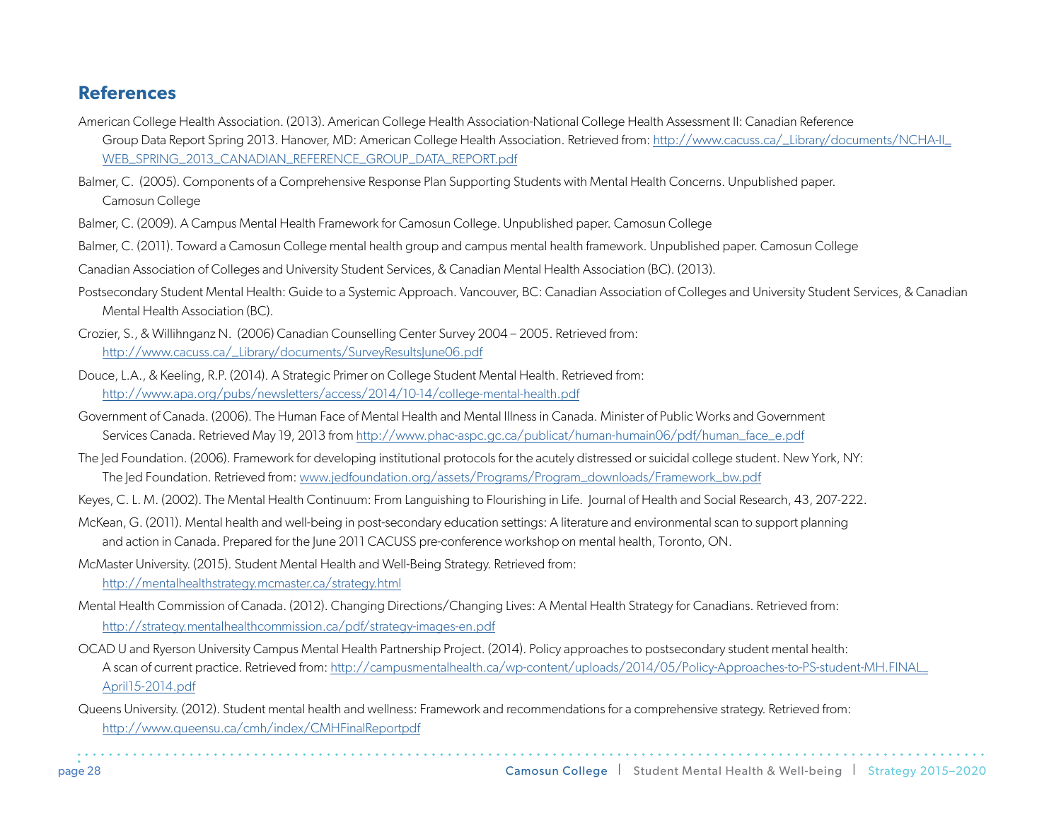## References

American College Health Association. (2013). American College Health Association-National College Health Assessment II: Canadian Reference Group Data Report Spring 2013. Hanover, MD: American College Health Association. Retrieved from: http://www.cacuss.ca/_Library/documents/NCHA-II_WEB_SPRING_2013_CANADIAN_REFERENCE_GROUP_DATA_REPORT.pdf

Balmer, C. (2005). Components of a Comprehensive Response Plan Supporting Students with Mental Health Concerns. Unpublished paper. Camosun College

Balmer, C. (2009). A Campus Mental Health Framework for Camosun College. Unpublished paper. Camosun College

Balmer, C. (2011). Toward a Camosun College mental health group and campus mental health framework. Unpublished paper. Camosun College

Canadian Association of Colleges and University Student Services, & Canadian Mental Health Association (BC). (2013).

Postsecondary Student Mental Health: Guide to a Systemic Approach. Vancouver, BC: Canadian Association of Colleges and University Student Services, & Canadian Mental Health Association (BC).

Crozier, S., & Willihnganz N. (2006) Canadian Counselling Center Survey 2004 – 2005. Retrieved from: http://www.cacuss.ca/_Library/documents/SurveyResultsJune06.pdf

Douce, L.A., & Keeling, R.P. (2014). A Strategic Primer on College Student Mental Health. Retrieved from: http://www.apa.org/pubs/newsletters/access/2014/10-14/college-mental-health.pdf

Government of Canada. (2006). The Human Face of Mental Health and Mental Illness in Canada. Minister of Public Works and Government Services Canada. Retrieved May 19, 2013 from http://www.phac-aspc.gc.ca/publicat/human-humain06/pdf/human_face_e.pdf

The Jed Foundation. (2006). Framework for developing institutional protocols for the acutely distressed or suicidal college student. New York, NY: The Jed Foundation. Retrieved from: www.jedfoundation.org/assets/Programs/Program_downloads/Framework_bw.pdf

Keyes, C. L. M. (2002). The Mental Health Continuum: From Languishing to Flourishing in Life. Journal of Health and Social Research, 43, 207-222.

McKean, G. (2011). Mental health and well-being in post-secondary education settings: A literature and environmental scan to support planning and action in Canada. Prepared for the June 2011 CACUSS pre-conference workshop on mental health, Toronto, ON.

McMaster University. (2015). Student Mental Health and Well-Being Strategy. Retrieved from: http://mentalhealthstrategy.mcmaster.ca/strategy.html

Mental Health Commission of Canada. (2012). Changing Directions/Changing Lives: A Mental Health Strategy for Canadians. Retrieved from: http://strategy.mentalhealthcommission.ca/pdf/strategy-images-en.pdf

OCAD U and Ryerson University Campus Mental Health Partnership Project. (2014). Policy approaches to postsecondary student mental health: A scan of current practice. Retrieved from: http://campusmentalhealth.ca/wp-content/uploads/2014/05/Policy-Approaches-to-PS-student-MH.FINAL_April15-2014.pdf

Queens University. (2012). Student mental health and wellness: Framework and recommendations for a comprehensive strategy. Retrieved from: http://www.queensu.ca/cmh/index/CMHFinalReportpdf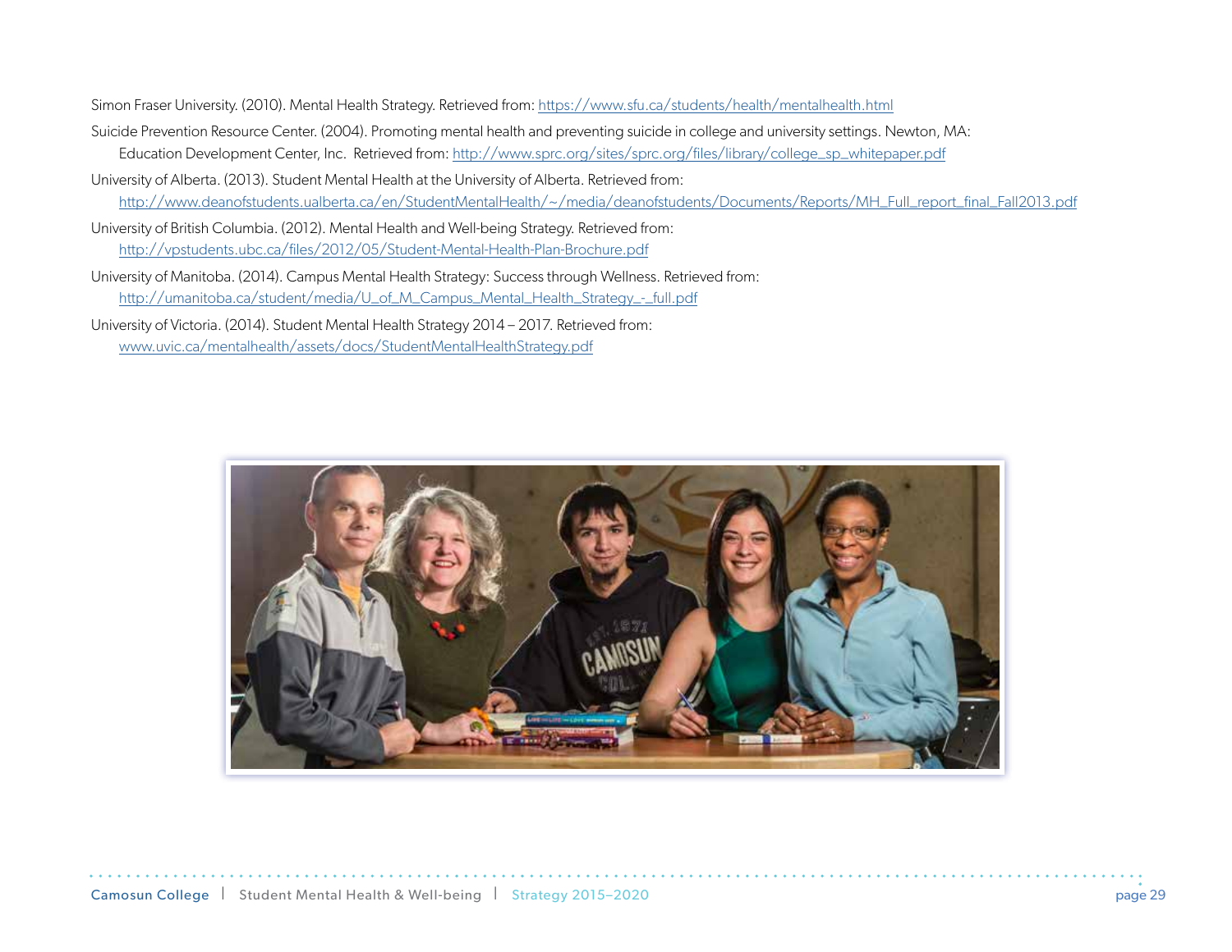Simon Fraser University. (2010). Mental Health Strategy. Retrieved from: https://www.sfu.ca/students/health/mentalhealth.html

Suicide Prevention Resource Center. (2004). Promoting mental health and preventing suicide in college and university settings. Newton, MA: Education Development Center, Inc. Retrieved from: http://www.sprc.org/sites/sprc.org/files/library/college_sp_whitepaper.pdf

University of Alberta. (2013). Student Mental Health at the University of Alberta. Retrieved from: http://www.deanofstudents.ualberta.ca/en/StudentMentalHealth/~/media/deanofstudents/Documents/Reports/MH_Full_report_final_Fall2013.pdf

University of British Columbia. (2012). Mental Health and Well-being Strategy. Retrieved from: http://vpstudents.ubc.ca/files/2012/05/Student-Mental-Health-Plan-Brochure.pdf

University of Manitoba. (2014). Campus Mental Health Strategy: Success through Wellness. Retrieved from: http://umanitoba.ca/student/media/U_of_M_Campus_Mental_Health_Strategy_-_full.pdf

University of Victoria. (2014). Student Mental Health Strategy 2014 – 2017. Retrieved from: www.uvic.ca/mentalhealth/assets/docs/StudentMentalHealthStrategy.pdf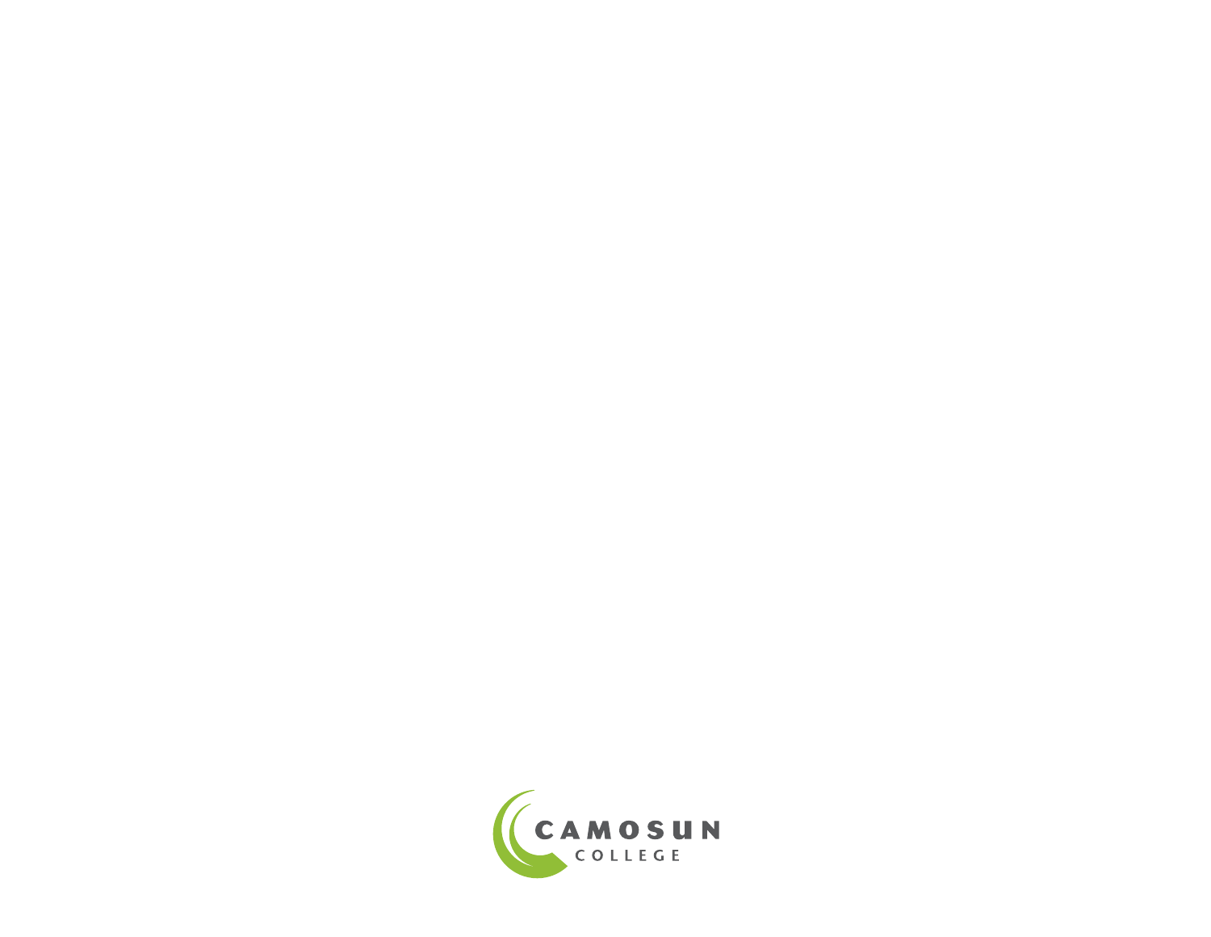CAMOSUN COLLEGE